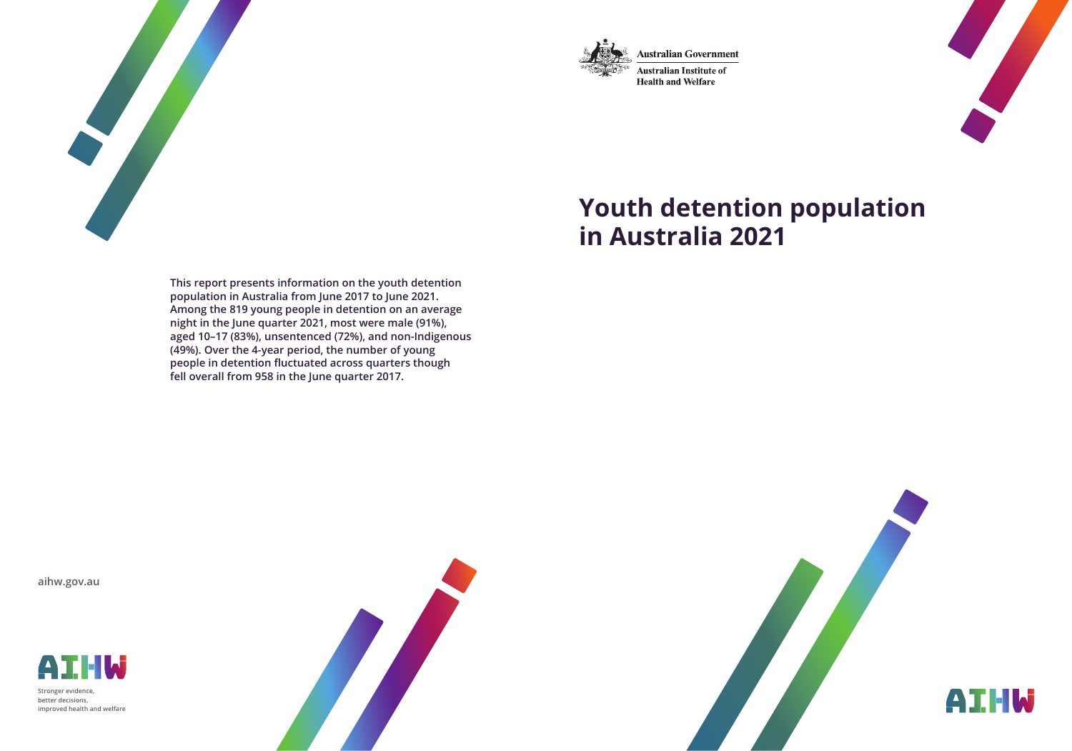Australian Government

Australian Institute of Health and Welfare

# Youth detention population in Australia 2021

**This report presents information on the youth detention population in Australia from June 2017 to June 2021. Among the 819 young people in detention on an average night in the June quarter 2021, most were male (91%), aged 10–17 (83%), unsentenced (72%), and non-Indigenous (49%). Over the 4-year period, the number of young people in detention fluctuated across quarters though fell overall from 958 in the June quarter 2017.**

aihw.gov.au

AIHW

Stronger evidence, better decisions, improved health and welfare

AIHW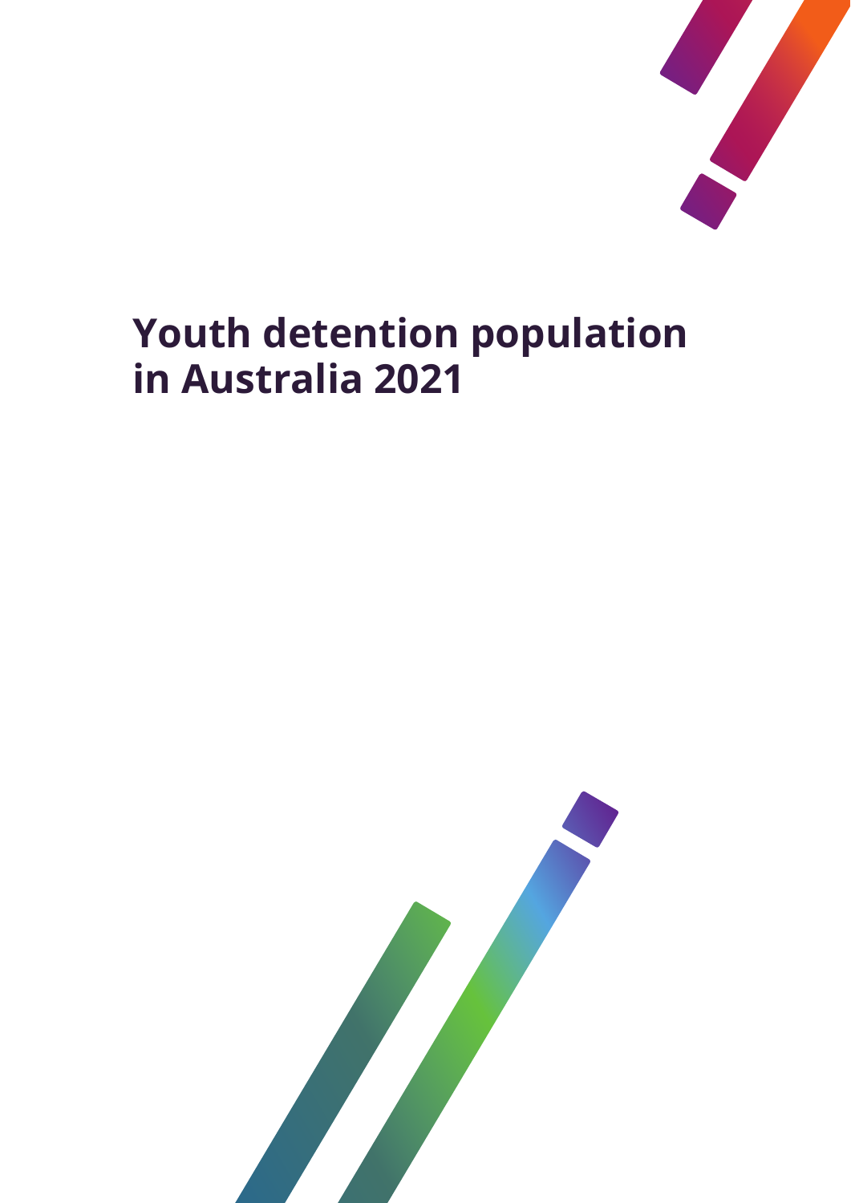# Youth detention population in Australia 2021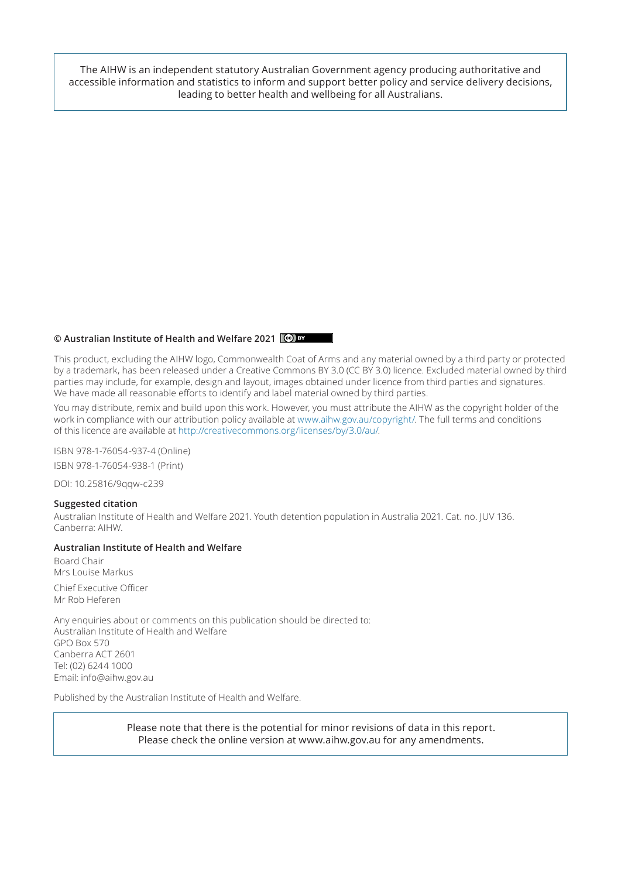The AIHW is an independent statutory Australian Government agency producing authoritative and accessible information and statistics to inform and support better policy and service delivery decisions, leading to better health and wellbeing for all Australians.

**© Australian Institute of Health and Welfare 2021**

This product, excluding the AIHW logo, Commonwealth Coat of Arms and any material owned by a third party or protected by a trademark, has been released under a Creative Commons BY 3.0 (CC BY 3.0) licence. Excluded material owned by third parties may include, for example, design and layout, images obtained under licence from third parties and signatures. We have made all reasonable efforts to identify and label material owned by third parties.

You may distribute, remix and build upon this work. However, you must attribute the AIHW as the copyright holder of the work in compliance with our attribution policy available at www.aihw.gov.au/copyright/. The full terms and conditions of this licence are available at http://creativecommons.org/licenses/by/3.0/au/.

ISBN 978-1-76054-937-4 (Online)

ISBN 978-1-76054-938-1 (Print)

DOI: 10.25816/9qqw-c239

**Suggested citation**

Australian Institute of Health and Welfare 2021. Youth detention population in Australia 2021. Cat. no. JUV 136. Canberra: AIHW.

**Australian Institute of Health and Welfare**

Board Chair
Mrs Louise Markus

Chief Executive Officer
Mr Rob Heferen

Any enquiries about or comments on this publication should be directed to:
Australian Institute of Health and Welfare
GPO Box 570
Canberra ACT 2601
Tel: (02) 6244 1000
Email: info@aihw.gov.au

Published by the Australian Institute of Health and Welfare.

Please note that there is the potential for minor revisions of data in this report.
Please check the online version at www.aihw.gov.au for any amendments.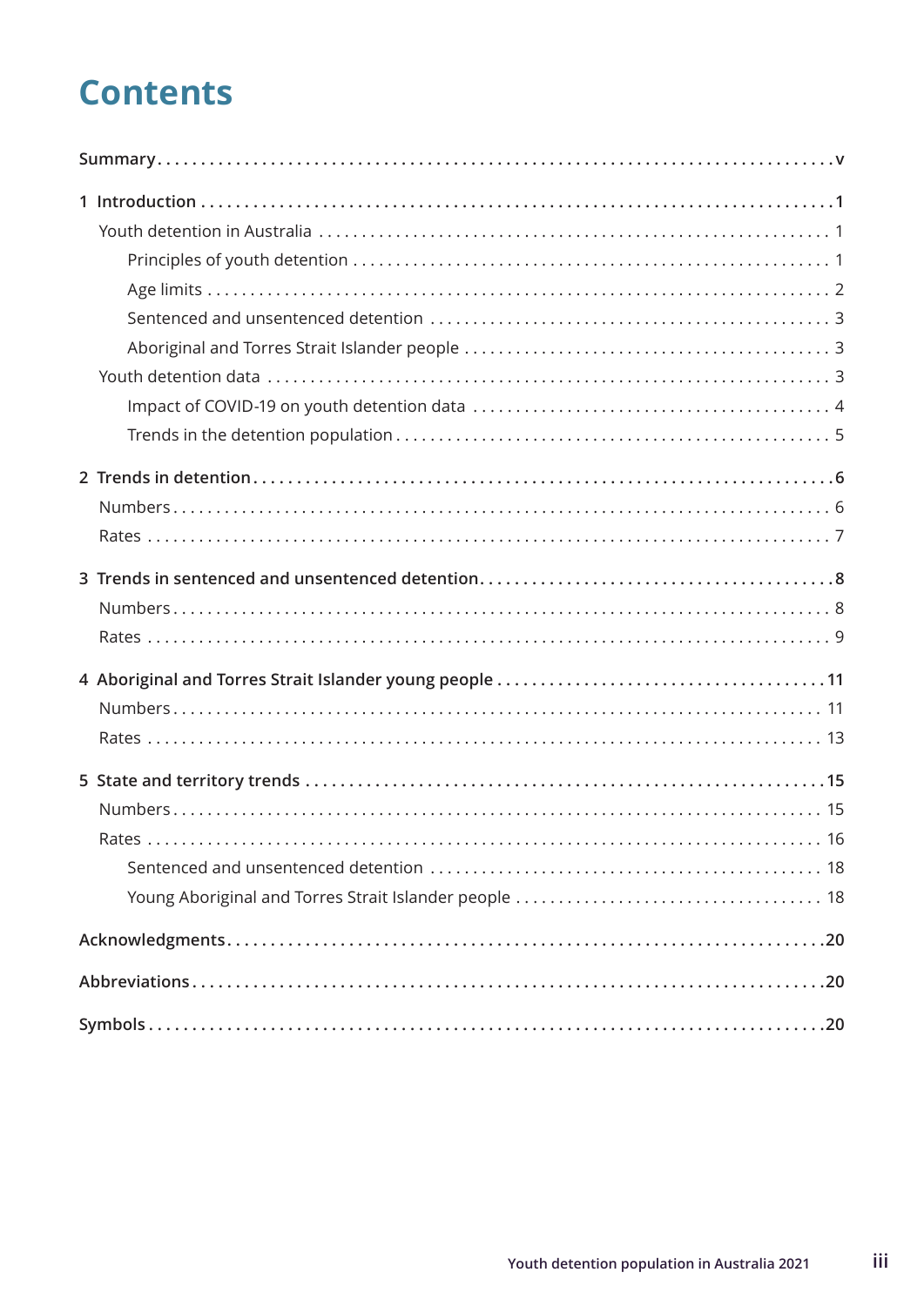# Contents

**Summary** ... v

**1 Introduction** ... 1

- Youth detention in Australia ... 1
  - Principles of youth detention ... 1
  - Age limits ... 2
  - Sentenced and unsentenced detention ... 3
  - Aboriginal and Torres Strait Islander people ... 3
- Youth detention data ... 3
  - Impact of COVID-19 on youth detention data ... 4
  - Trends in the detention population ... 5

**2 Trends in detention** ... 6

- Numbers ... 6
- Rates ... 7

**3 Trends in sentenced and unsentenced detention** ... 8

- Numbers ... 8
- Rates ... 9

**4 Aboriginal and Torres Strait Islander young people** ... 11

- Numbers ... 11
- Rates ... 13

**5 State and territory trends** ... 15

- Numbers ... 15
- Rates ... 16
  - Sentenced and unsentenced detention ... 18
  - Young Aboriginal and Torres Strait Islander people ... 18

**Acknowledgments** ... 20

**Abbreviations** ... 20

**Symbols** ... 20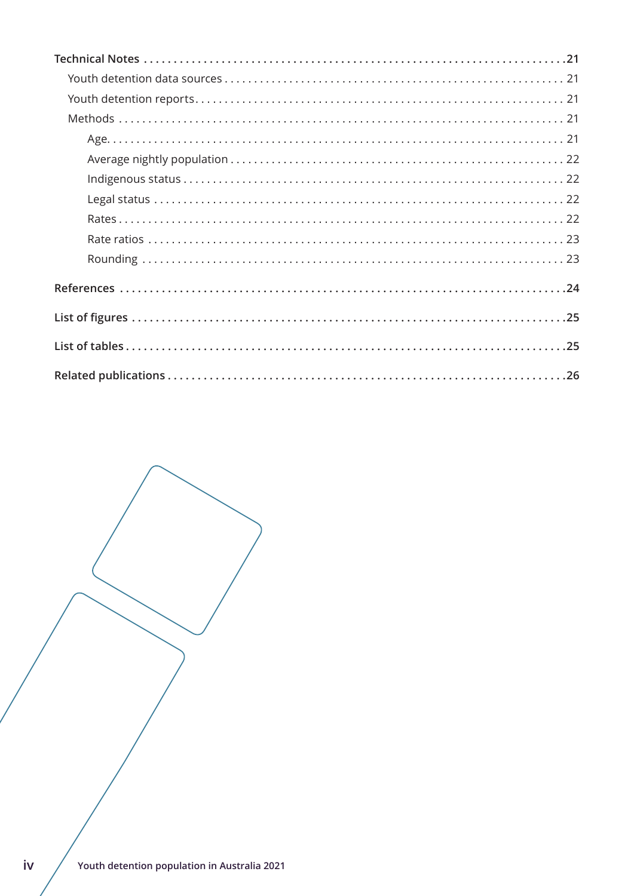- **Technical Notes** ... 21
  - Youth detention data sources ... 21
  - Youth detention reports ... 21
  - Methods ... 21
    - Age ... 21
    - Average nightly population ... 22
    - Indigenous status ... 22
    - Legal status ... 22
    - Rates ... 22
    - Rate ratios ... 23
    - Rounding ... 23
- **References** ... 24
- **List of figures** ... 25
- **List of tables** ... 25
- **Related publications** ... 26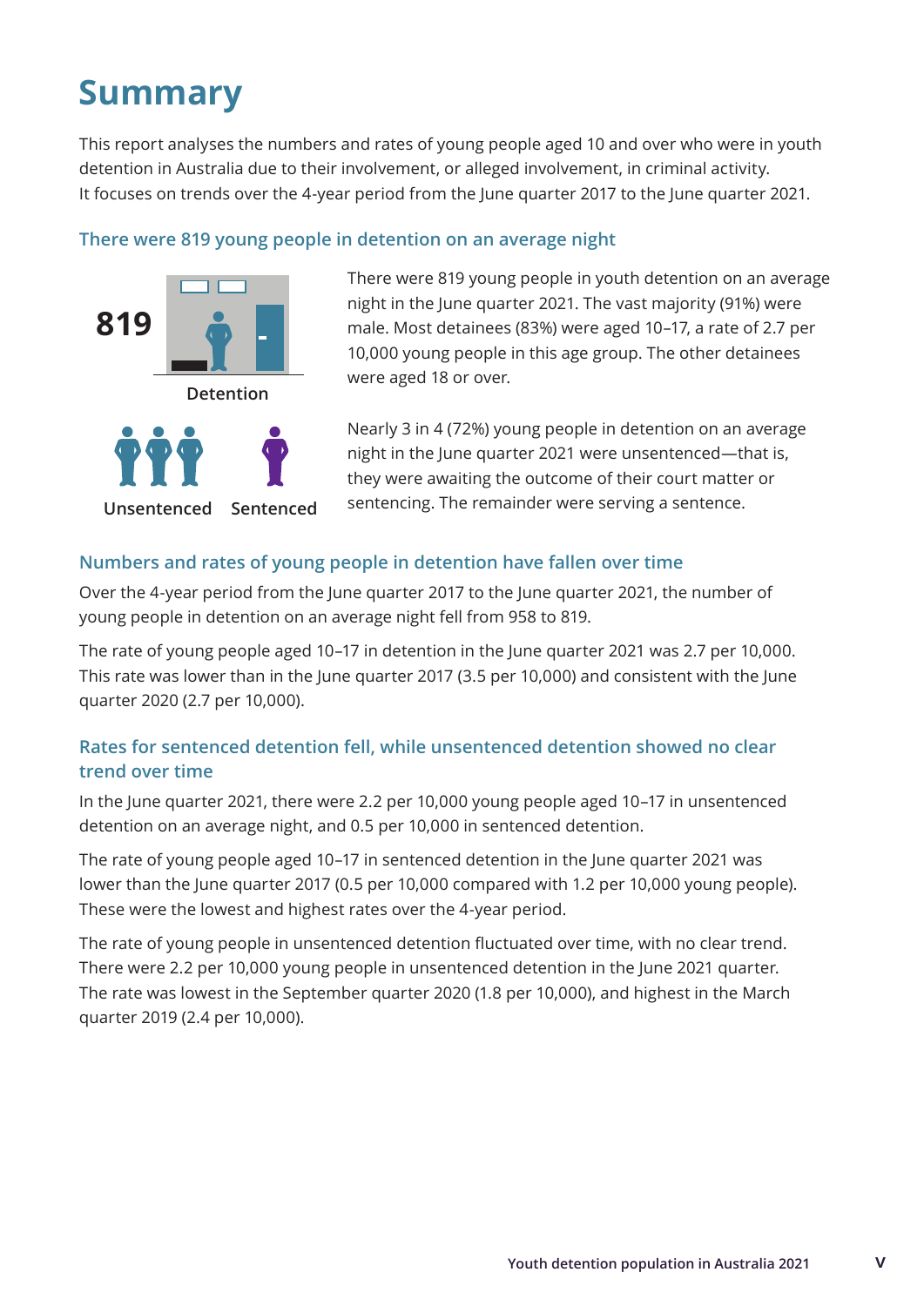# Summary

This report analyses the numbers and rates of young people aged 10 and over who were in youth detention in Australia due to their involvement, or alleged involvement, in criminal activity. It focuses on trends over the 4-year period from the June quarter 2017 to the June quarter 2021.

### There were 819 young people in detention on an average night

819

Detention

Unsentenced Sentenced

There were 819 young people in youth detention on an average night in the June quarter 2021. The vast majority (91%) were male. Most detainees (83%) were aged 10–17, a rate of 2.7 per 10,000 young people in this age group. The other detainees were aged 18 or over.

Nearly 3 in 4 (72%) young people in detention on an average night in the June quarter 2021 were unsentenced—that is, they were awaiting the outcome of their court matter or sentencing. The remainder were serving a sentence.

### Numbers and rates of young people in detention have fallen over time

Over the 4-year period from the June quarter 2017 to the June quarter 2021, the number of young people in detention on an average night fell from 958 to 819.

The rate of young people aged 10–17 in detention in the June quarter 2021 was 2.7 per 10,000. This rate was lower than in the June quarter 2017 (3.5 per 10,000) and consistent with the June quarter 2020 (2.7 per 10,000).

### Rates for sentenced detention fell, while unsentenced detention showed no clear trend over time

In the June quarter 2021, there were 2.2 per 10,000 young people aged 10–17 in unsentenced detention on an average night, and 0.5 per 10,000 in sentenced detention.

The rate of young people aged 10–17 in sentenced detention in the June quarter 2021 was lower than the June quarter 2017 (0.5 per 10,000 compared with 1.2 per 10,000 young people). These were the lowest and highest rates over the 4-year period.

The rate of young people in unsentenced detention fluctuated over time, with no clear trend. There were 2.2 per 10,000 young people in unsentenced detention in the June 2021 quarter. The rate was lowest in the September quarter 2020 (1.8 per 10,000), and highest in the March quarter 2019 (2.4 per 10,000).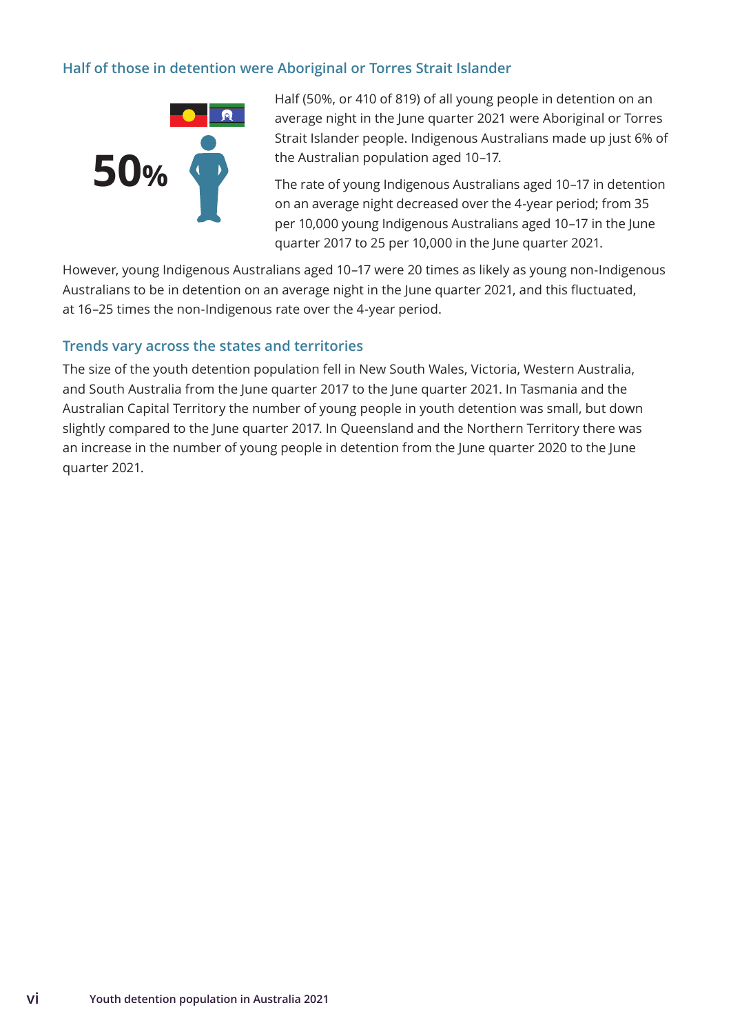## Half of those in detention were Aboriginal or Torres Strait Islander

**50%**

Half (50%, or 410 of 819) of all young people in detention on an average night in the June quarter 2021 were Aboriginal or Torres Strait Islander people. Indigenous Australians made up just 6% of the Australian population aged 10–17.

The rate of young Indigenous Australians aged 10–17 in detention on an average night decreased over the 4-year period; from 35 per 10,000 young Indigenous Australians aged 10–17 in the June quarter 2017 to 25 per 10,000 in the June quarter 2021.

However, young Indigenous Australians aged 10–17 were 20 times as likely as young non-Indigenous Australians to be in detention on an average night in the June quarter 2021, and this fluctuated, at 16–25 times the non-Indigenous rate over the 4-year period.

## Trends vary across the states and territories

The size of the youth detention population fell in New South Wales, Victoria, Western Australia, and South Australia from the June quarter 2017 to the June quarter 2021. In Tasmania and the Australian Capital Territory the number of young people in youth detention was small, but down slightly compared to the June quarter 2017. In Queensland and the Northern Territory there was an increase in the number of young people in detention from the June quarter 2020 to the June quarter 2021.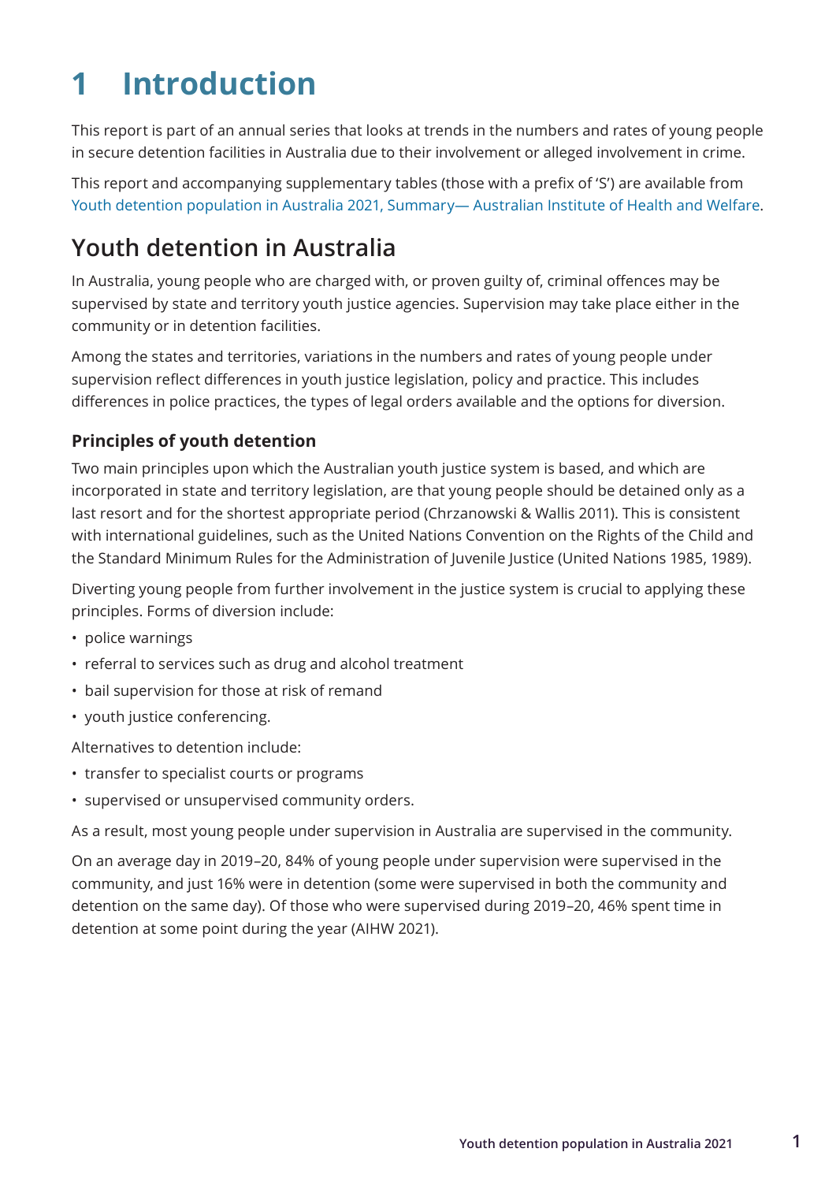# 1 Introduction

This report is part of an annual series that looks at trends in the numbers and rates of young people in secure detention facilities in Australia due to their involvement or alleged involvement in crime.

This report and accompanying supplementary tables (those with a prefix of 'S') are available from Youth detention population in Australia 2021, Summary— Australian Institute of Health and Welfare.

## Youth detention in Australia

In Australia, young people who are charged with, or proven guilty of, criminal offences may be supervised by state and territory youth justice agencies. Supervision may take place either in the community or in detention facilities.

Among the states and territories, variations in the numbers and rates of young people under supervision reflect differences in youth justice legislation, policy and practice. This includes differences in police practices, the types of legal orders available and the options for diversion.

### Principles of youth detention

Two main principles upon which the Australian youth justice system is based, and which are incorporated in state and territory legislation, are that young people should be detained only as a last resort and for the shortest appropriate period (Chrzanowski & Wallis 2011). This is consistent with international guidelines, such as the United Nations Convention on the Rights of the Child and the Standard Minimum Rules for the Administration of Juvenile Justice (United Nations 1985, 1989).

Diverting young people from further involvement in the justice system is crucial to applying these principles. Forms of diversion include:

- police warnings
- referral to services such as drug and alcohol treatment
- bail supervision for those at risk of remand
- youth justice conferencing.

Alternatives to detention include:

- transfer to specialist courts or programs
- supervised or unsupervised community orders.

As a result, most young people under supervision in Australia are supervised in the community.

On an average day in 2019–20, 84% of young people under supervision were supervised in the community, and just 16% were in detention (some were supervised in both the community and detention on the same day). Of those who were supervised during 2019–20, 46% spent time in detention at some point during the year (AIHW 2021).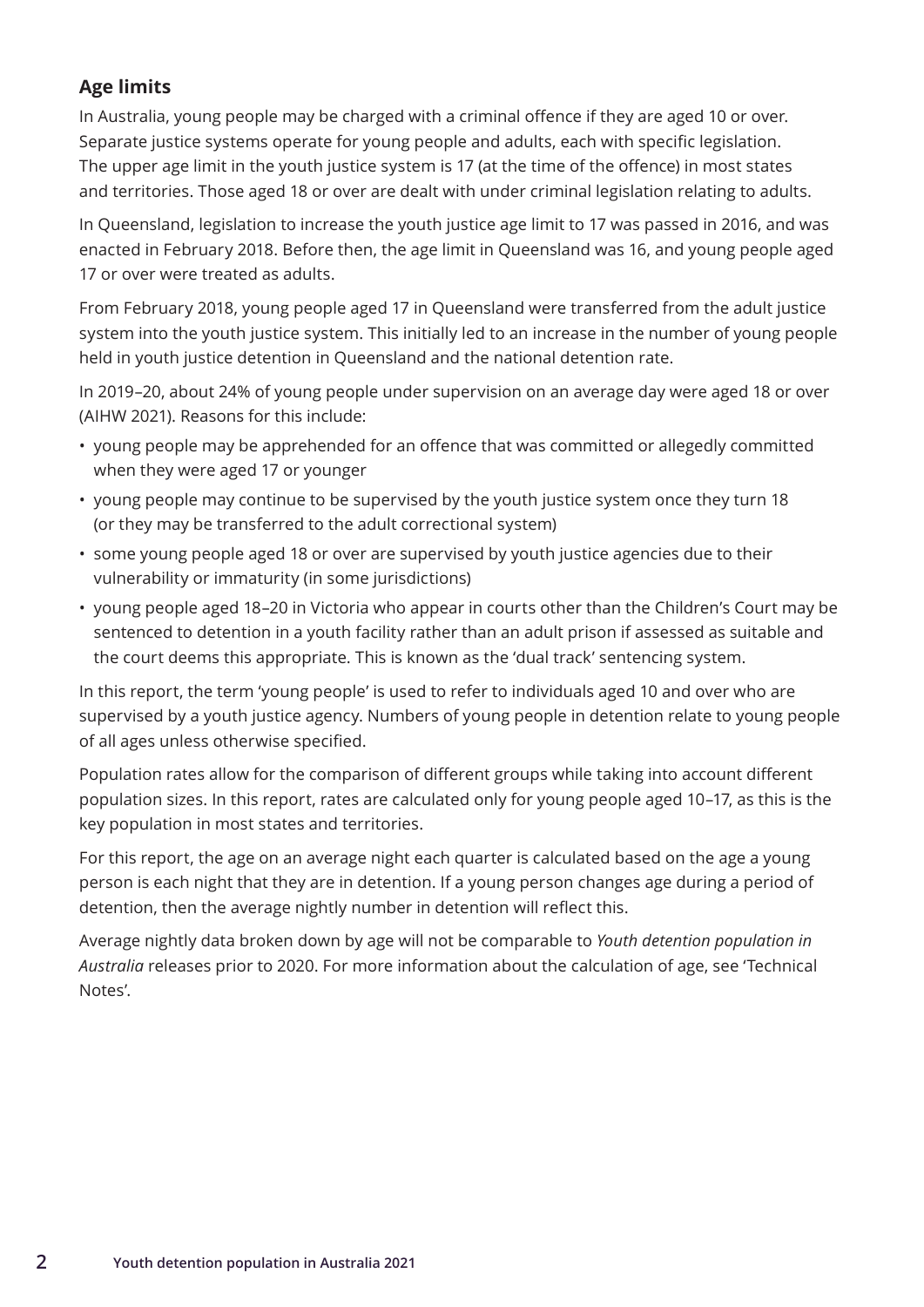## Age limits

In Australia, young people may be charged with a criminal offence if they are aged 10 or over. Separate justice systems operate for young people and adults, each with specific legislation. The upper age limit in the youth justice system is 17 (at the time of the offence) in most states and territories. Those aged 18 or over are dealt with under criminal legislation relating to adults.

In Queensland, legislation to increase the youth justice age limit to 17 was passed in 2016, and was enacted in February 2018. Before then, the age limit in Queensland was 16, and young people aged 17 or over were treated as adults.

From February 2018, young people aged 17 in Queensland were transferred from the adult justice system into the youth justice system. This initially led to an increase in the number of young people held in youth justice detention in Queensland and the national detention rate.

In 2019–20, about 24% of young people under supervision on an average day were aged 18 or over (AIHW 2021). Reasons for this include:

- young people may be apprehended for an offence that was committed or allegedly committed when they were aged 17 or younger
- young people may continue to be supervised by the youth justice system once they turn 18 (or they may be transferred to the adult correctional system)
- some young people aged 18 or over are supervised by youth justice agencies due to their vulnerability or immaturity (in some jurisdictions)
- young people aged 18–20 in Victoria who appear in courts other than the Children's Court may be sentenced to detention in a youth facility rather than an adult prison if assessed as suitable and the court deems this appropriate. This is known as the 'dual track' sentencing system.

In this report, the term 'young people' is used to refer to individuals aged 10 and over who are supervised by a youth justice agency. Numbers of young people in detention relate to young people of all ages unless otherwise specified.

Population rates allow for the comparison of different groups while taking into account different population sizes. In this report, rates are calculated only for young people aged 10–17, as this is the key population in most states and territories.

For this report, the age on an average night each quarter is calculated based on the age a young person is each night that they are in detention. If a young person changes age during a period of detention, then the average nightly number in detention will reflect this.

Average nightly data broken down by age will not be comparable to *Youth detention population in Australia* releases prior to 2020. For more information about the calculation of age, see 'Technical Notes'.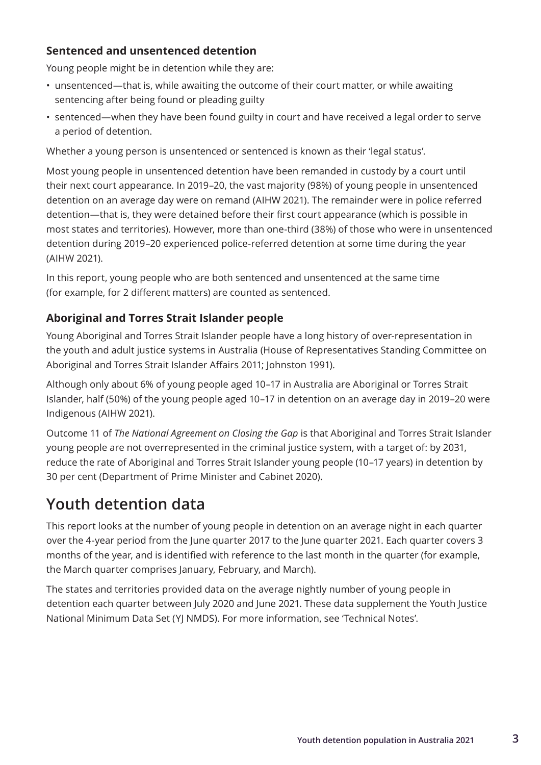### Sentenced and unsentenced detention

Young people might be in detention while they are:

- unsentenced—that is, while awaiting the outcome of their court matter, or while awaiting sentencing after being found or pleading guilty
- sentenced—when they have been found guilty in court and have received a legal order to serve a period of detention.

Whether a young person is unsentenced or sentenced is known as their 'legal status'.

Most young people in unsentenced detention have been remanded in custody by a court until their next court appearance. In 2019–20, the vast majority (98%) of young people in unsentenced detention on an average day were on remand (AIHW 2021). The remainder were in police referred detention—that is, they were detained before their first court appearance (which is possible in most states and territories). However, more than one-third (38%) of those who were in unsentenced detention during 2019–20 experienced police-referred detention at some time during the year (AIHW 2021).

In this report, young people who are both sentenced and unsentenced at the same time (for example, for 2 different matters) are counted as sentenced.

### Aboriginal and Torres Strait Islander people

Young Aboriginal and Torres Strait Islander people have a long history of over-representation in the youth and adult justice systems in Australia (House of Representatives Standing Committee on Aboriginal and Torres Strait Islander Affairs 2011; Johnston 1991).

Although only about 6% of young people aged 10–17 in Australia are Aboriginal or Torres Strait Islander, half (50%) of the young people aged 10–17 in detention on an average day in 2019–20 were Indigenous (AIHW 2021).

Outcome 11 of *The National Agreement on Closing the Gap* is that Aboriginal and Torres Strait Islander young people are not overrepresented in the criminal justice system, with a target of: by 2031, reduce the rate of Aboriginal and Torres Strait Islander young people (10–17 years) in detention by 30 per cent (Department of Prime Minister and Cabinet 2020).

## Youth detention data

This report looks at the number of young people in detention on an average night in each quarter over the 4-year period from the June quarter 2017 to the June quarter 2021. Each quarter covers 3 months of the year, and is identified with reference to the last month in the quarter (for example, the March quarter comprises January, February, and March).

The states and territories provided data on the average nightly number of young people in detention each quarter between July 2020 and June 2021. These data supplement the Youth Justice National Minimum Data Set (YJ NMDS). For more information, see 'Technical Notes'.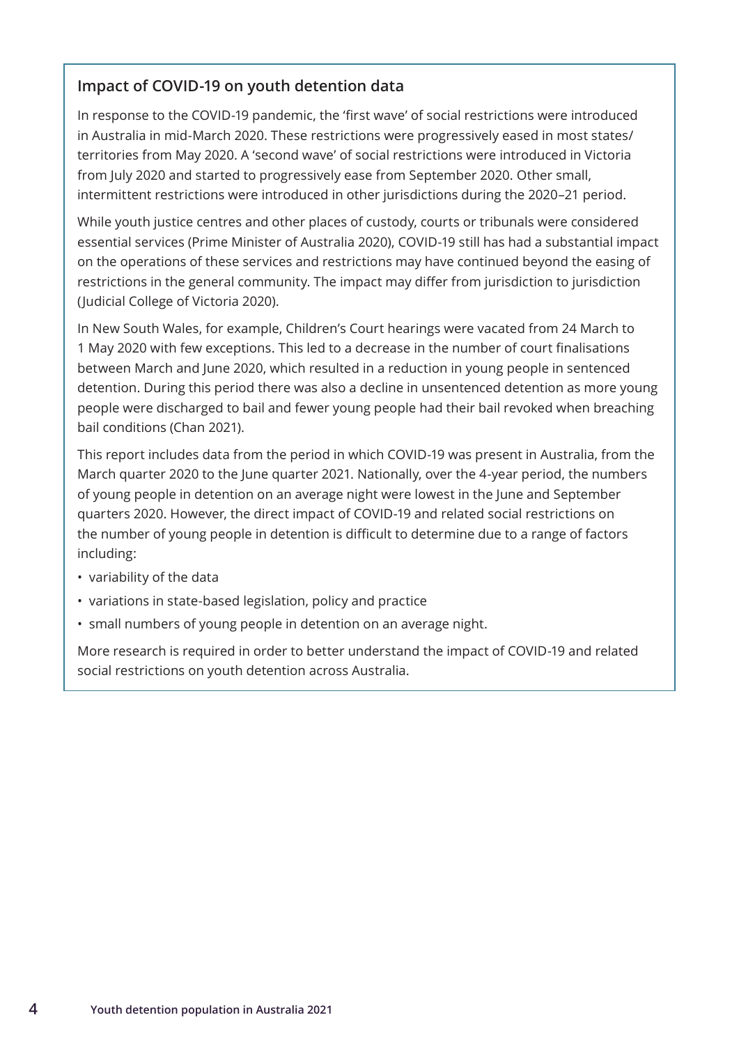### Impact of COVID-19 on youth detention data

In response to the COVID-19 pandemic, the 'first wave' of social restrictions were introduced in Australia in mid-March 2020. These restrictions were progressively eased in most states/territories from May 2020. A 'second wave' of social restrictions were introduced in Victoria from July 2020 and started to progressively ease from September 2020. Other small, intermittent restrictions were introduced in other jurisdictions during the 2020–21 period.

While youth justice centres and other places of custody, courts or tribunals were considered essential services (Prime Minister of Australia 2020), COVID-19 still has had a substantial impact on the operations of these services and restrictions may have continued beyond the easing of restrictions in the general community. The impact may differ from jurisdiction to jurisdiction (Judicial College of Victoria 2020).

In New South Wales, for example, Children's Court hearings were vacated from 24 March to 1 May 2020 with few exceptions. This led to a decrease in the number of court finalisations between March and June 2020, which resulted in a reduction in young people in sentenced detention. During this period there was also a decline in unsentenced detention as more young people were discharged to bail and fewer young people had their bail revoked when breaching bail conditions (Chan 2021).

This report includes data from the period in which COVID-19 was present in Australia, from the March quarter 2020 to the June quarter 2021. Nationally, over the 4-year period, the numbers of young people in detention on an average night were lowest in the June and September quarters 2020. However, the direct impact of COVID-19 and related social restrictions on the number of young people in detention is difficult to determine due to a range of factors including:

- variability of the data
- variations in state-based legislation, policy and practice
- small numbers of young people in detention on an average night.

More research is required in order to better understand the impact of COVID-19 and related social restrictions on youth detention across Australia.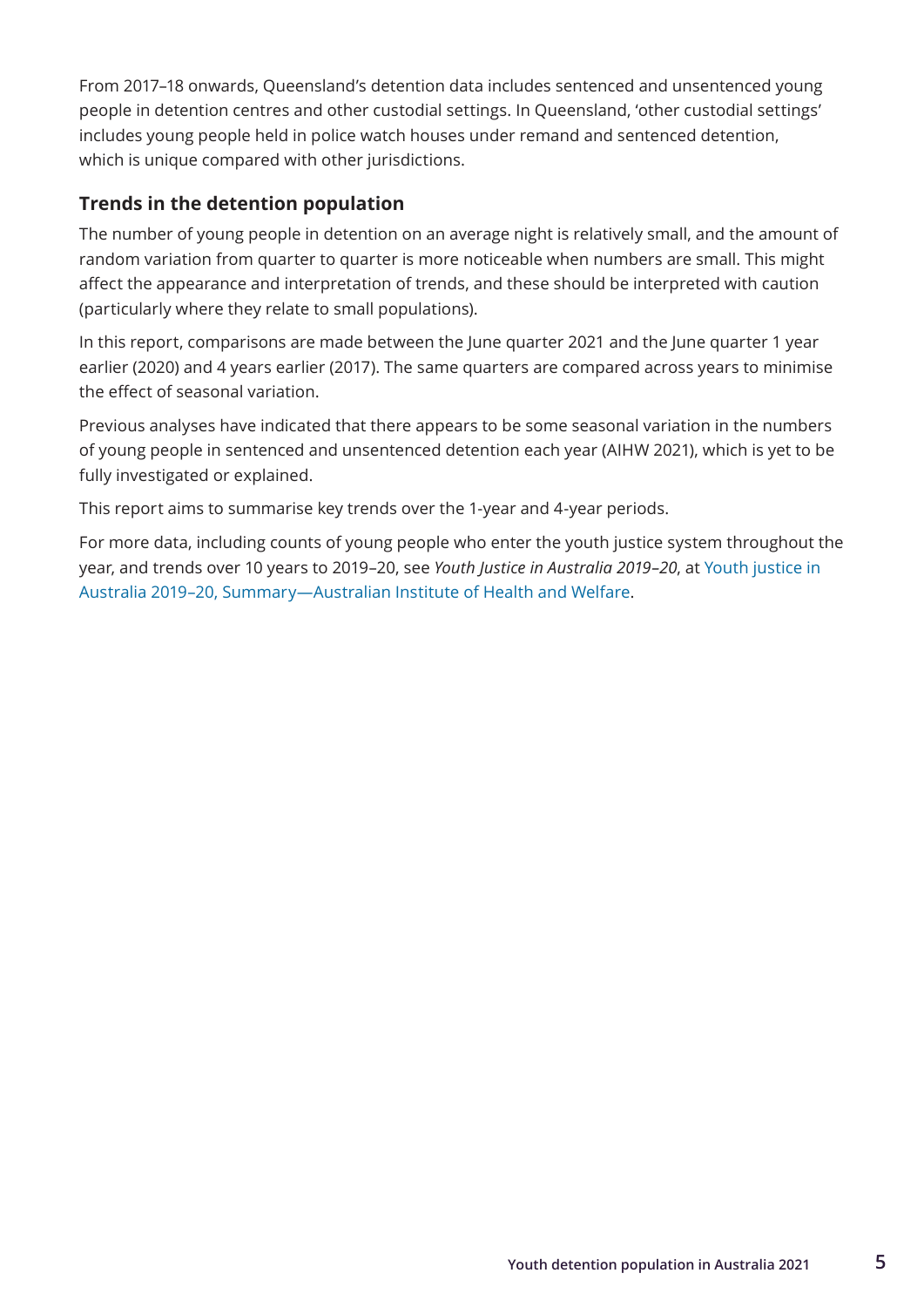From 2017–18 onwards, Queensland's detention data includes sentenced and unsentenced young people in detention centres and other custodial settings. In Queensland, 'other custodial settings' includes young people held in police watch houses under remand and sentenced detention, which is unique compared with other jurisdictions.

### Trends in the detention population

The number of young people in detention on an average night is relatively small, and the amount of random variation from quarter to quarter is more noticeable when numbers are small. This might affect the appearance and interpretation of trends, and these should be interpreted with caution (particularly where they relate to small populations).

In this report, comparisons are made between the June quarter 2021 and the June quarter 1 year earlier (2020) and 4 years earlier (2017). The same quarters are compared across years to minimise the effect of seasonal variation.

Previous analyses have indicated that there appears to be some seasonal variation in the numbers of young people in sentenced and unsentenced detention each year (AIHW 2021), which is yet to be fully investigated or explained.

This report aims to summarise key trends over the 1-year and 4-year periods.

For more data, including counts of young people who enter the youth justice system throughout the year, and trends over 10 years to 2019–20, see *Youth Justice in Australia 2019–20*, at Youth justice in Australia 2019–20, Summary—Australian Institute of Health and Welfare.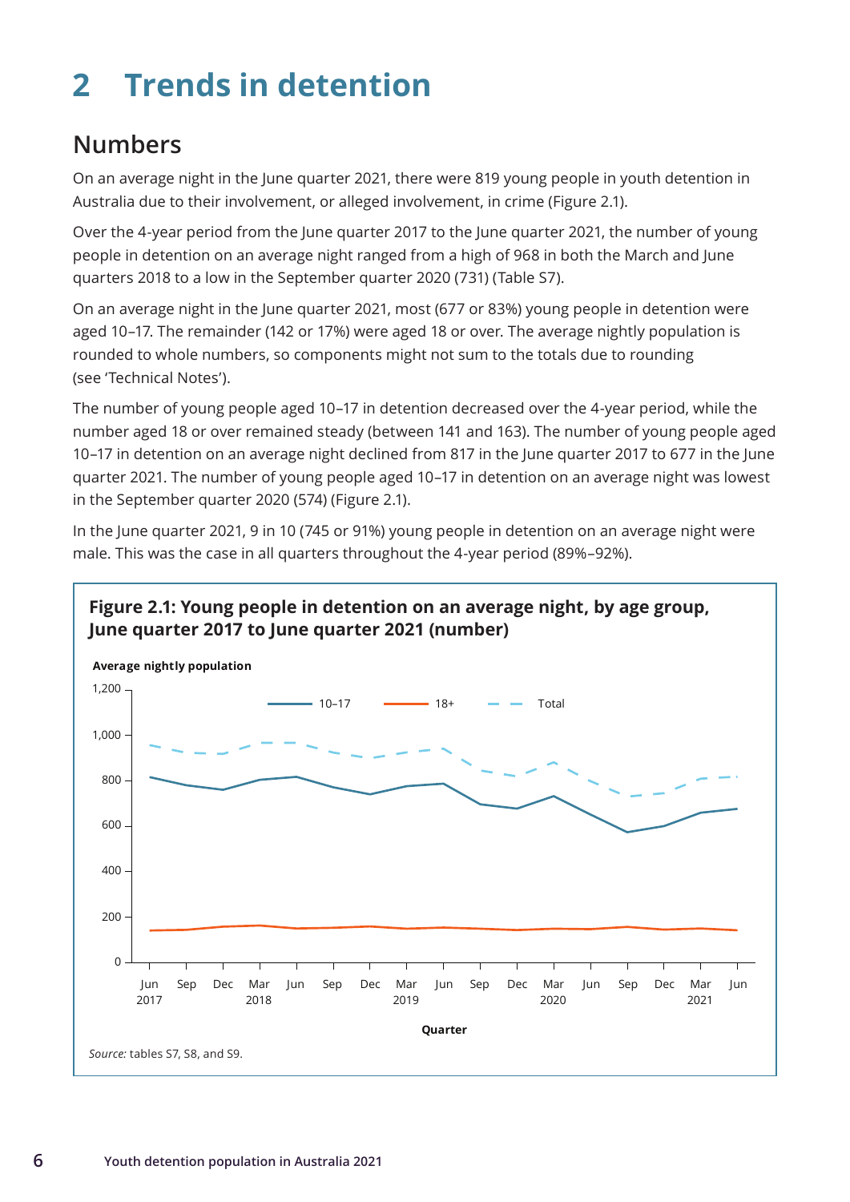# 2 Trends in detention

## Numbers

On an average night in the June quarter 2021, there were 819 young people in youth detention in Australia due to their involvement, or alleged involvement, in crime (Figure 2.1).

Over the 4-year period from the June quarter 2017 to the June quarter 2021, the number of young people in detention on an average night ranged from a high of 968 in both the March and June quarters 2018 to a low in the September quarter 2020 (731) (Table S7).

On an average night in the June quarter 2021, most (677 or 83%) young people in detention were aged 10–17. The remainder (142 or 17%) were aged 18 or over. The average nightly population is rounded to whole numbers, so components might not sum to the totals due to rounding (see 'Technical Notes').

The number of young people aged 10–17 in detention decreased over the 4-year period, while the number aged 18 or over remained steady (between 141 and 163). The number of young people aged 10–17 in detention on an average night declined from 817 in the June quarter 2017 to 677 in the June quarter 2021. The number of young people aged 10–17 in detention on an average night was lowest in the September quarter 2020 (574) (Figure 2.1).

In the June quarter 2021, 9 in 10 (745 or 91%) young people in detention on an average night were male. This was the case in all quarters throughout the 4-year period (89%–92%).

**Figure 2.1: Young people in detention on an average night, by age group, June quarter 2017 to June quarter 2021 (number)**

*Source:* tables S7, S8, and S9.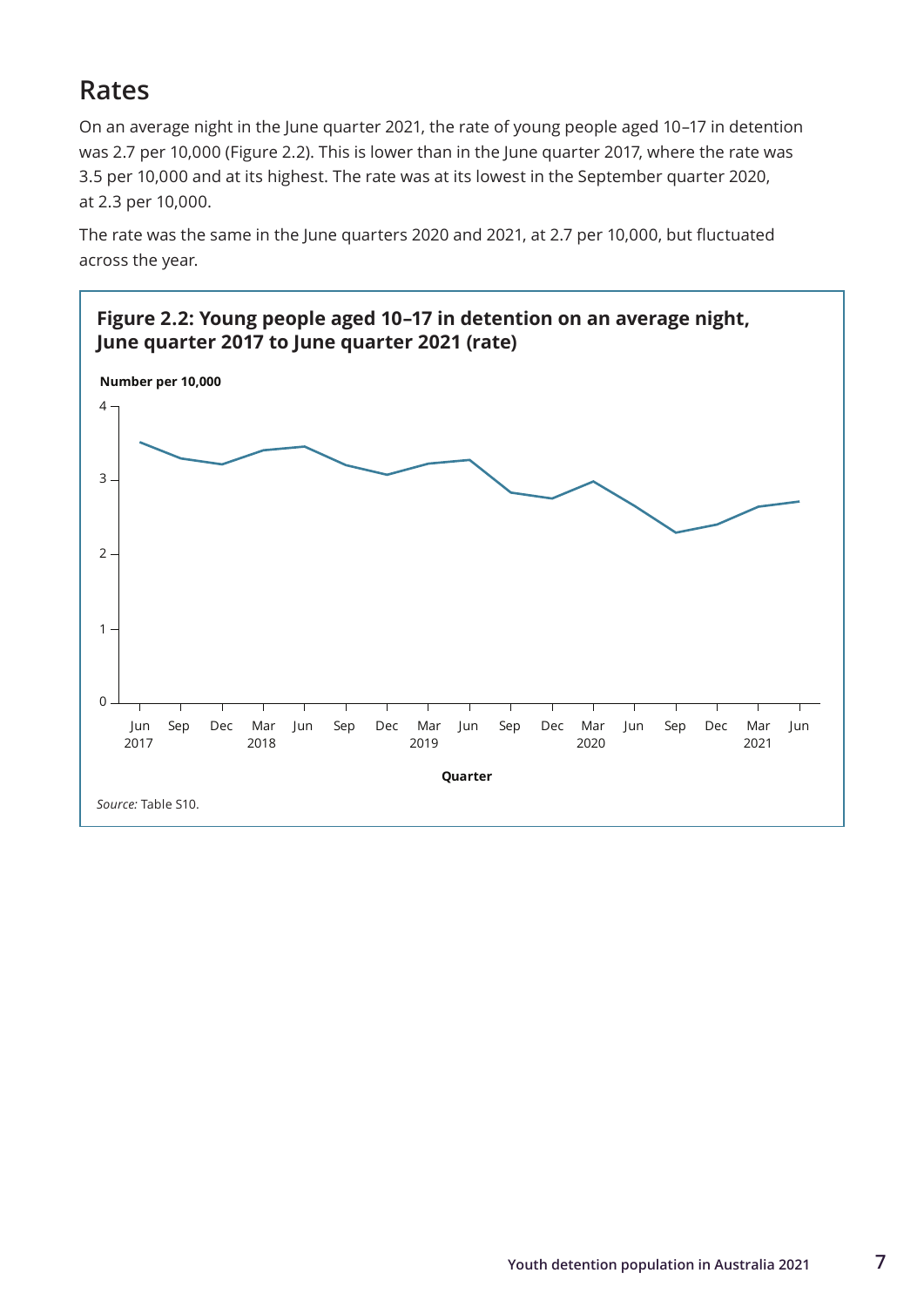## Rates

On an average night in the June quarter 2021, the rate of young people aged 10–17 in detention was 2.7 per 10,000 (Figure 2.2). This is lower than in the June quarter 2017, where the rate was 3.5 per 10,000 and at its highest. The rate was at its lowest in the September quarter 2020, at 2.3 per 10,000.

The rate was the same in the June quarters 2020 and 2021, at 2.7 per 10,000, but fluctuated across the year.

**Figure 2.2: Young people aged 10–17 in detention on an average night, June quarter 2017 to June quarter 2021 (rate)**

*Source:* Table S10.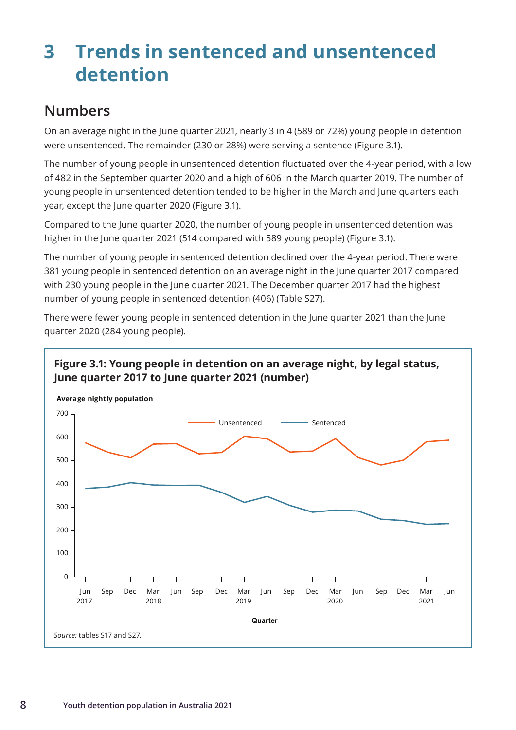# 3 Trends in sentenced and unsentenced detention

## Numbers

On an average night in the June quarter 2021, nearly 3 in 4 (589 or 72%) young people in detention were unsentenced. The remainder (230 or 28%) were serving a sentence (Figure 3.1).

The number of young people in unsentenced detention fluctuated over the 4-year period, with a low of 482 in the September quarter 2020 and a high of 606 in the March quarter 2019. The number of young people in unsentenced detention tended to be higher in the March and June quarters each year, except the June quarter 2020 (Figure 3.1).

Compared to the June quarter 2020, the number of young people in unsentenced detention was higher in the June quarter 2021 (514 compared with 589 young people) (Figure 3.1).

The number of young people in sentenced detention declined over the 4-year period. There were 381 young people in sentenced detention on an average night in the June quarter 2017 compared with 230 young people in the June quarter 2021. The December quarter 2017 had the highest number of young people in sentenced detention (406) (Table S27).

There were fewer young people in sentenced detention in the June quarter 2021 than the June quarter 2020 (284 young people).

**Figure 3.1: Young people in detention on an average night, by legal status, June quarter 2017 to June quarter 2021 (number)**

*Source:* tables S17 and S27.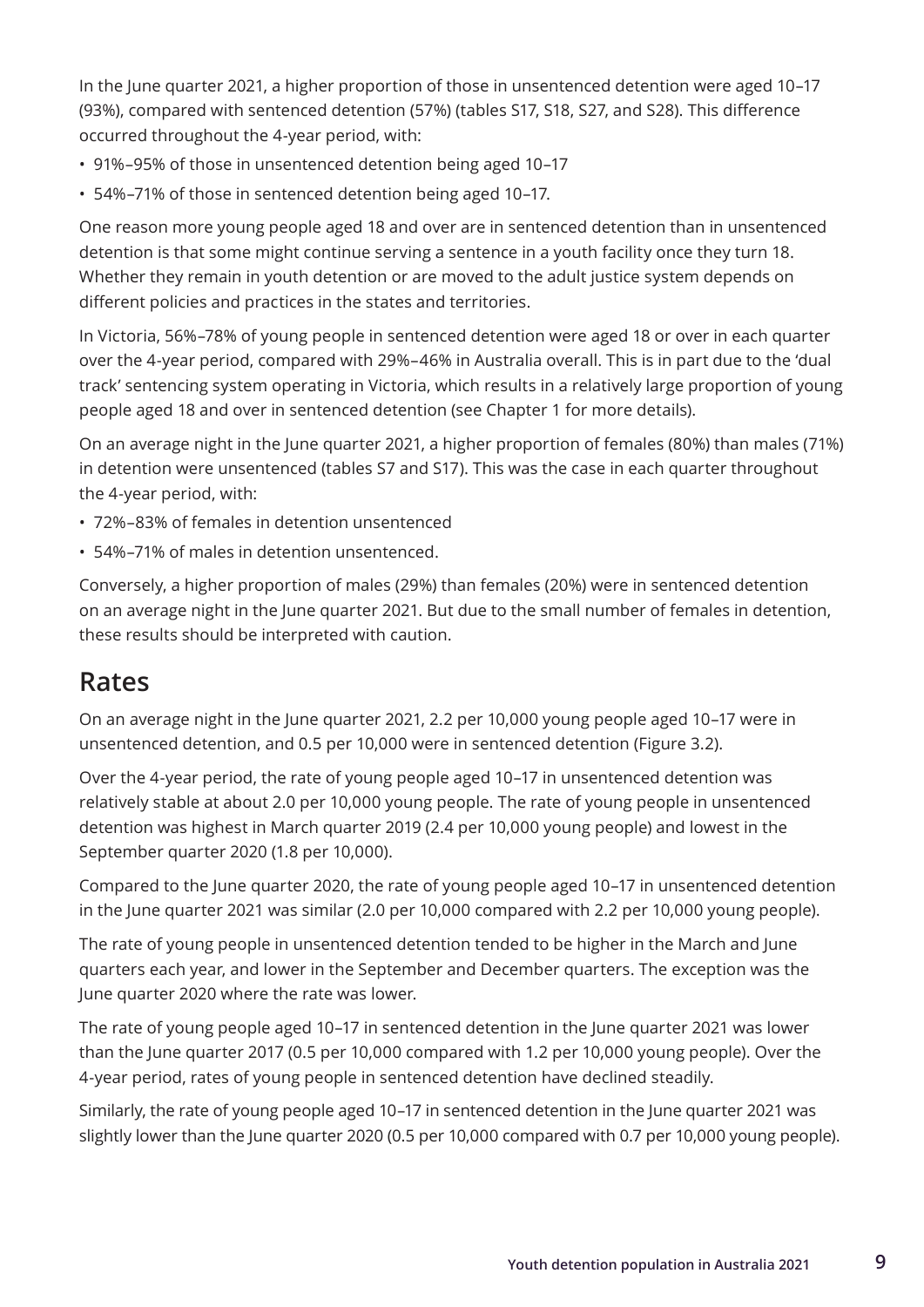In the June quarter 2021, a higher proportion of those in unsentenced detention were aged 10–17 (93%), compared with sentenced detention (57%) (tables S17, S18, S27, and S28). This difference occurred throughout the 4-year period, with:

- 91%–95% of those in unsentenced detention being aged 10–17
- 54%–71% of those in sentenced detention being aged 10–17.

One reason more young people aged 18 and over are in sentenced detention than in unsentenced detention is that some might continue serving a sentence in a youth facility once they turn 18. Whether they remain in youth detention or are moved to the adult justice system depends on different policies and practices in the states and territories.

In Victoria, 56%–78% of young people in sentenced detention were aged 18 or over in each quarter over the 4-year period, compared with 29%–46% in Australia overall. This is in part due to the 'dual track' sentencing system operating in Victoria, which results in a relatively large proportion of young people aged 18 and over in sentenced detention (see Chapter 1 for more details).

On an average night in the June quarter 2021, a higher proportion of females (80%) than males (71%) in detention were unsentenced (tables S7 and S17). This was the case in each quarter throughout the 4-year period, with:

- 72%–83% of females in detention unsentenced
- 54%–71% of males in detention unsentenced.

Conversely, a higher proportion of males (29%) than females (20%) were in sentenced detention on an average night in the June quarter 2021. But due to the small number of females in detention, these results should be interpreted with caution.

## Rates

On an average night in the June quarter 2021, 2.2 per 10,000 young people aged 10–17 were in unsentenced detention, and 0.5 per 10,000 were in sentenced detention (Figure 3.2).

Over the 4-year period, the rate of young people aged 10–17 in unsentenced detention was relatively stable at about 2.0 per 10,000 young people. The rate of young people in unsentenced detention was highest in March quarter 2019 (2.4 per 10,000 young people) and lowest in the September quarter 2020 (1.8 per 10,000).

Compared to the June quarter 2020, the rate of young people aged 10–17 in unsentenced detention in the June quarter 2021 was similar (2.0 per 10,000 compared with 2.2 per 10,000 young people).

The rate of young people in unsentenced detention tended to be higher in the March and June quarters each year, and lower in the September and December quarters. The exception was the June quarter 2020 where the rate was lower.

The rate of young people aged 10–17 in sentenced detention in the June quarter 2021 was lower than the June quarter 2017 (0.5 per 10,000 compared with 1.2 per 10,000 young people). Over the 4-year period, rates of young people in sentenced detention have declined steadily.

Similarly, the rate of young people aged 10–17 in sentenced detention in the June quarter 2021 was slightly lower than the June quarter 2020 (0.5 per 10,000 compared with 0.7 per 10,000 young people).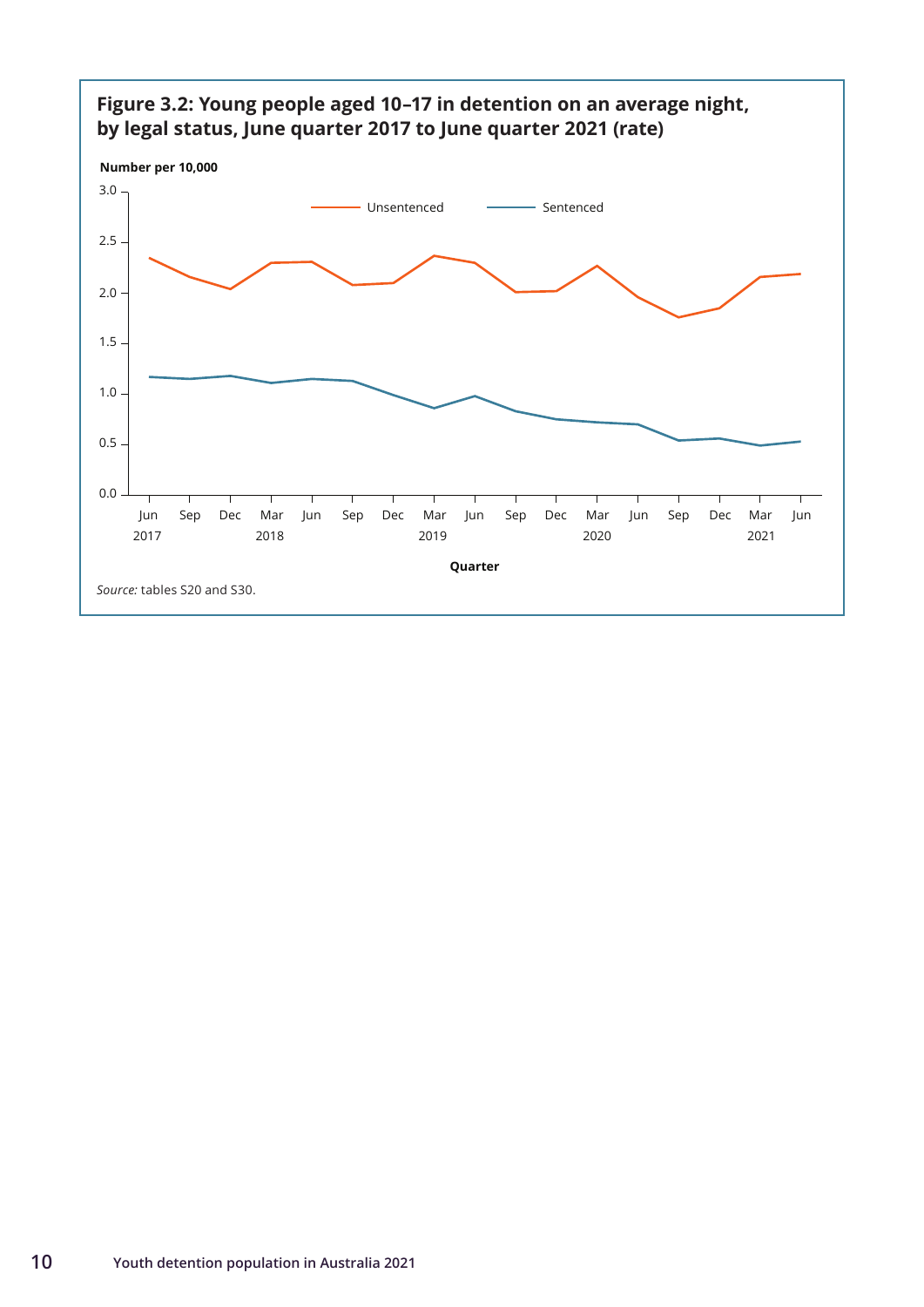**Figure 3.2: Young people aged 10–17 in detention on an average night, by legal status, June quarter 2017 to June quarter 2021 (rate)**

*Source:* tables S20 and S30.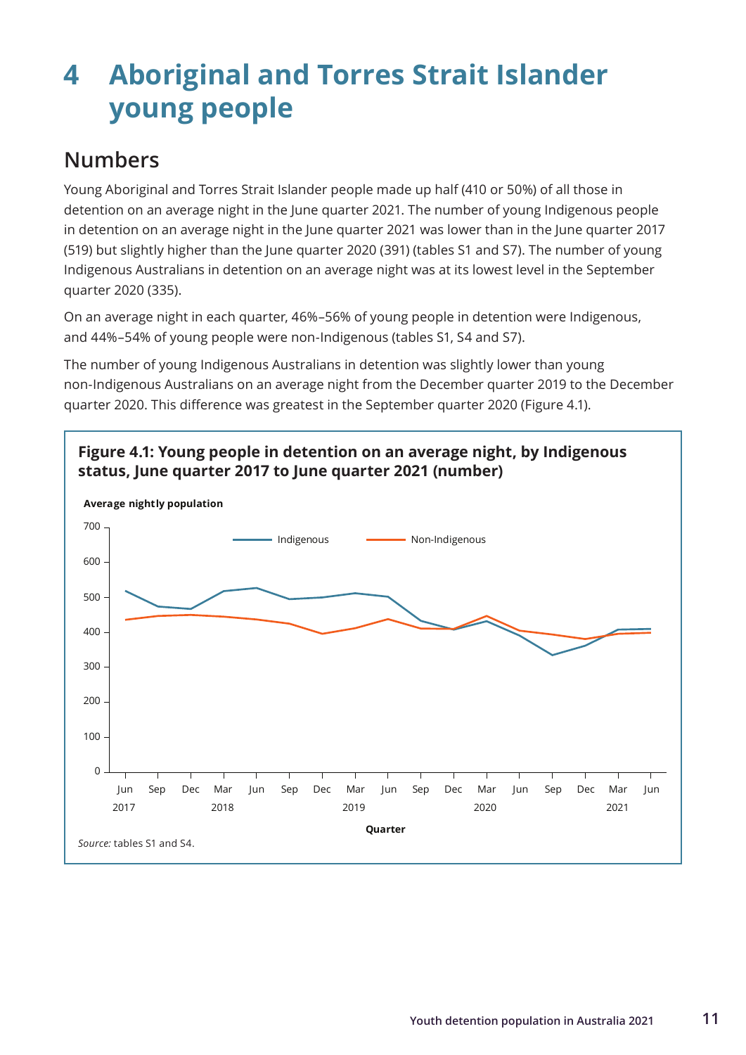# 4 Aboriginal and Torres Strait Islander young people

## Numbers

Young Aboriginal and Torres Strait Islander people made up half (410 or 50%) of all those in detention on an average night in the June quarter 2021. The number of young Indigenous people in detention on an average night in the June quarter 2021 was lower than in the June quarter 2017 (519) but slightly higher than the June quarter 2020 (391) (tables S1 and S7). The number of young Indigenous Australians in detention on an average night was at its lowest level in the September quarter 2020 (335).

On an average night in each quarter, 46%–56% of young people in detention were Indigenous, and 44%–54% of young people were non-Indigenous (tables S1, S4 and S7).

The number of young Indigenous Australians in detention was slightly lower than young non-Indigenous Australians on an average night from the December quarter 2019 to the December quarter 2020. This difference was greatest in the September quarter 2020 (Figure 4.1).

**Figure 4.1: Young people in detention on an average night, by Indigenous status, June quarter 2017 to June quarter 2021 (number)**

*Source:* tables S1 and S4.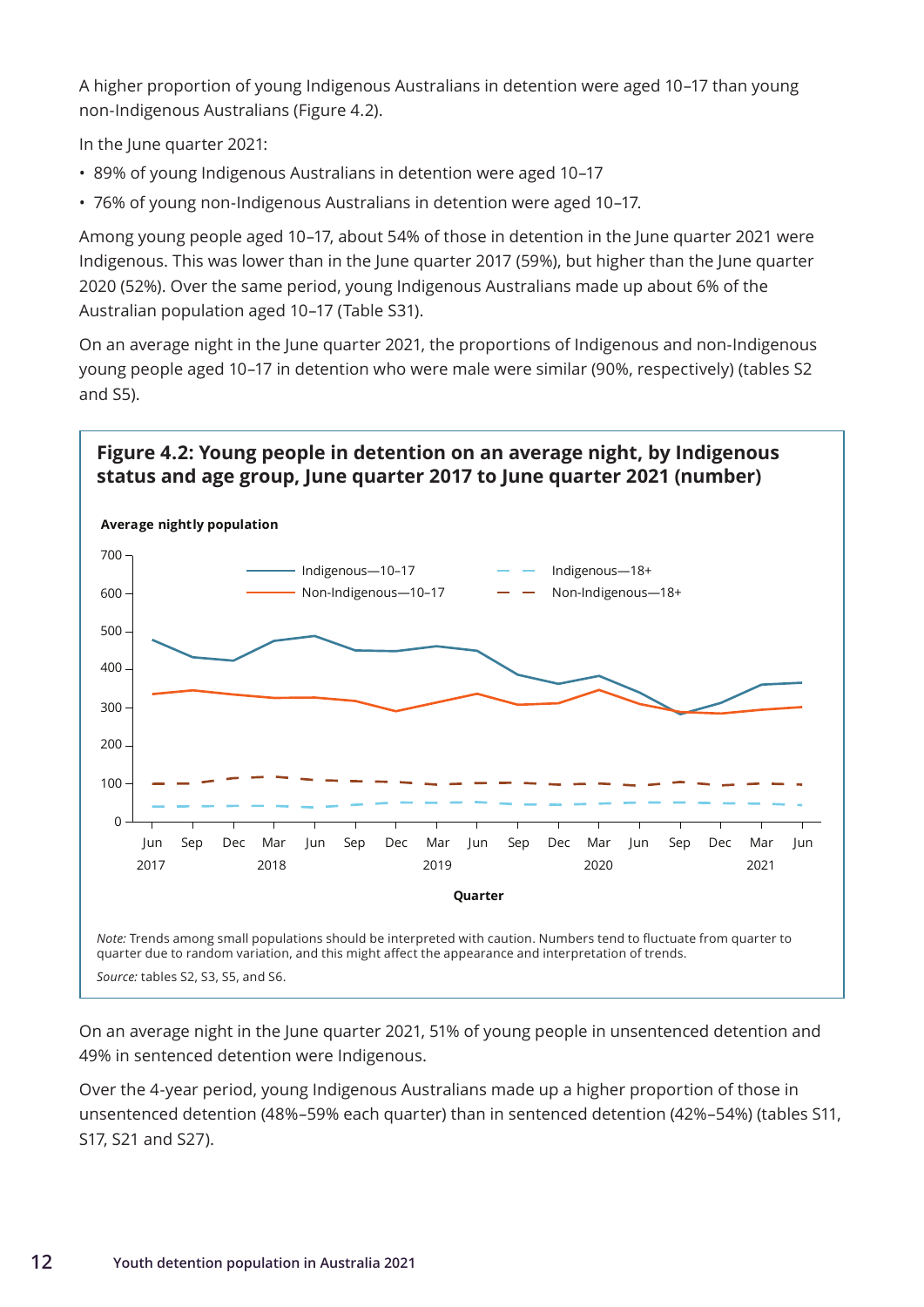A higher proportion of young Indigenous Australians in detention were aged 10–17 than young non-Indigenous Australians (Figure 4.2).

In the June quarter 2021:

- 89% of young Indigenous Australians in detention were aged 10–17
- 76% of young non-Indigenous Australians in detention were aged 10–17.

Among young people aged 10–17, about 54% of those in detention in the June quarter 2021 were Indigenous. This was lower than in the June quarter 2017 (59%), but higher than the June quarter 2020 (52%). Over the same period, young Indigenous Australians made up about 6% of the Australian population aged 10–17 (Table S31).

On an average night in the June quarter 2021, the proportions of Indigenous and non-Indigenous young people aged 10–17 in detention who were male were similar (90%, respectively) (tables S2 and S5).

**Figure 4.2: Young people in detention on an average night, by Indigenous status and age group, June quarter 2017 to June quarter 2021 (number)**

*Note:* Trends among small populations should be interpreted with caution. Numbers tend to fluctuate from quarter to quarter due to random variation, and this might affect the appearance and interpretation of trends.

*Source:* tables S2, S3, S5, and S6.

On an average night in the June quarter 2021, 51% of young people in unsentenced detention and 49% in sentenced detention were Indigenous.

Over the 4-year period, young Indigenous Australians made up a higher proportion of those in unsentenced detention (48%–59% each quarter) than in sentenced detention (42%–54%) (tables S11, S17, S21 and S27).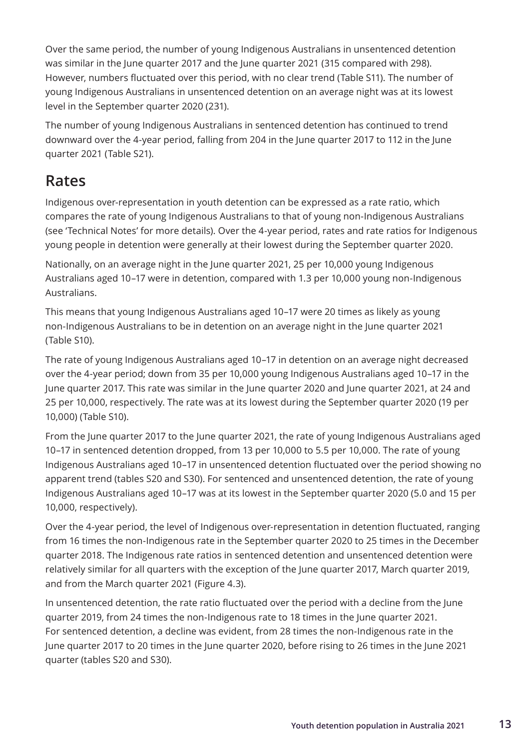Over the same period, the number of young Indigenous Australians in unsentenced detention was similar in the June quarter 2017 and the June quarter 2021 (315 compared with 298). However, numbers fluctuated over this period, with no clear trend (Table S11). The number of young Indigenous Australians in unsentenced detention on an average night was at its lowest level in the September quarter 2020 (231).

The number of young Indigenous Australians in sentenced detention has continued to trend downward over the 4-year period, falling from 204 in the June quarter 2017 to 112 in the June quarter 2021 (Table S21).

## Rates

Indigenous over-representation in youth detention can be expressed as a rate ratio, which compares the rate of young Indigenous Australians to that of young non-Indigenous Australians (see 'Technical Notes' for more details). Over the 4-year period, rates and rate ratios for Indigenous young people in detention were generally at their lowest during the September quarter 2020.

Nationally, on an average night in the June quarter 2021, 25 per 10,000 young Indigenous Australians aged 10–17 were in detention, compared with 1.3 per 10,000 young non-Indigenous Australians.

This means that young Indigenous Australians aged 10–17 were 20 times as likely as young non-Indigenous Australians to be in detention on an average night in the June quarter 2021 (Table S10).

The rate of young Indigenous Australians aged 10–17 in detention on an average night decreased over the 4-year period; down from 35 per 10,000 young Indigenous Australians aged 10–17 in the June quarter 2017. This rate was similar in the June quarter 2020 and June quarter 2021, at 24 and 25 per 10,000, respectively. The rate was at its lowest during the September quarter 2020 (19 per 10,000) (Table S10).

From the June quarter 2017 to the June quarter 2021, the rate of young Indigenous Australians aged 10–17 in sentenced detention dropped, from 13 per 10,000 to 5.5 per 10,000. The rate of young Indigenous Australians aged 10–17 in unsentenced detention fluctuated over the period showing no apparent trend (tables S20 and S30). For sentenced and unsentenced detention, the rate of young Indigenous Australians aged 10–17 was at its lowest in the September quarter 2020 (5.0 and 15 per 10,000, respectively).

Over the 4-year period, the level of Indigenous over-representation in detention fluctuated, ranging from 16 times the non-Indigenous rate in the September quarter 2020 to 25 times in the December quarter 2018. The Indigenous rate ratios in sentenced detention and unsentenced detention were relatively similar for all quarters with the exception of the June quarter 2017, March quarter 2019, and from the March quarter 2021 (Figure 4.3).

In unsentenced detention, the rate ratio fluctuated over the period with a decline from the June quarter 2019, from 24 times the non-Indigenous rate to 18 times in the June quarter 2021. For sentenced detention, a decline was evident, from 28 times the non-Indigenous rate in the June quarter 2017 to 20 times in the June quarter 2020, before rising to 26 times in the June 2021 quarter (tables S20 and S30).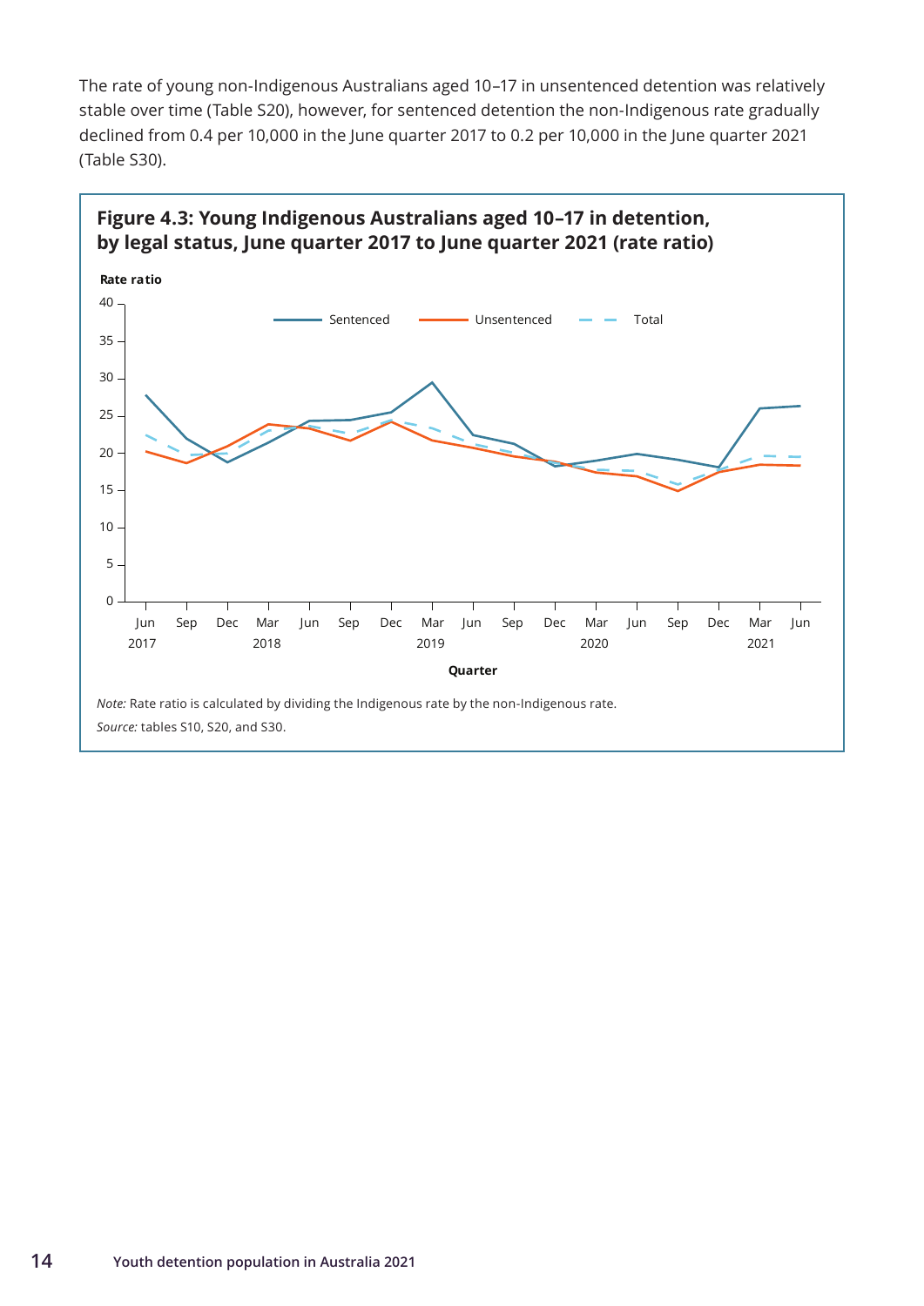The rate of young non-Indigenous Australians aged 10–17 in unsentenced detention was relatively stable over time (Table S20), however, for sentenced detention the non-Indigenous rate gradually declined from 0.4 per 10,000 in the June quarter 2017 to 0.2 per 10,000 in the June quarter 2021 (Table S30).

**Figure 4.3: Young Indigenous Australians aged 10–17 in detention, by legal status, June quarter 2017 to June quarter 2021 (rate ratio)**

*Note:* Rate ratio is calculated by dividing the Indigenous rate by the non-Indigenous rate.

*Source:* tables S10, S20, and S30.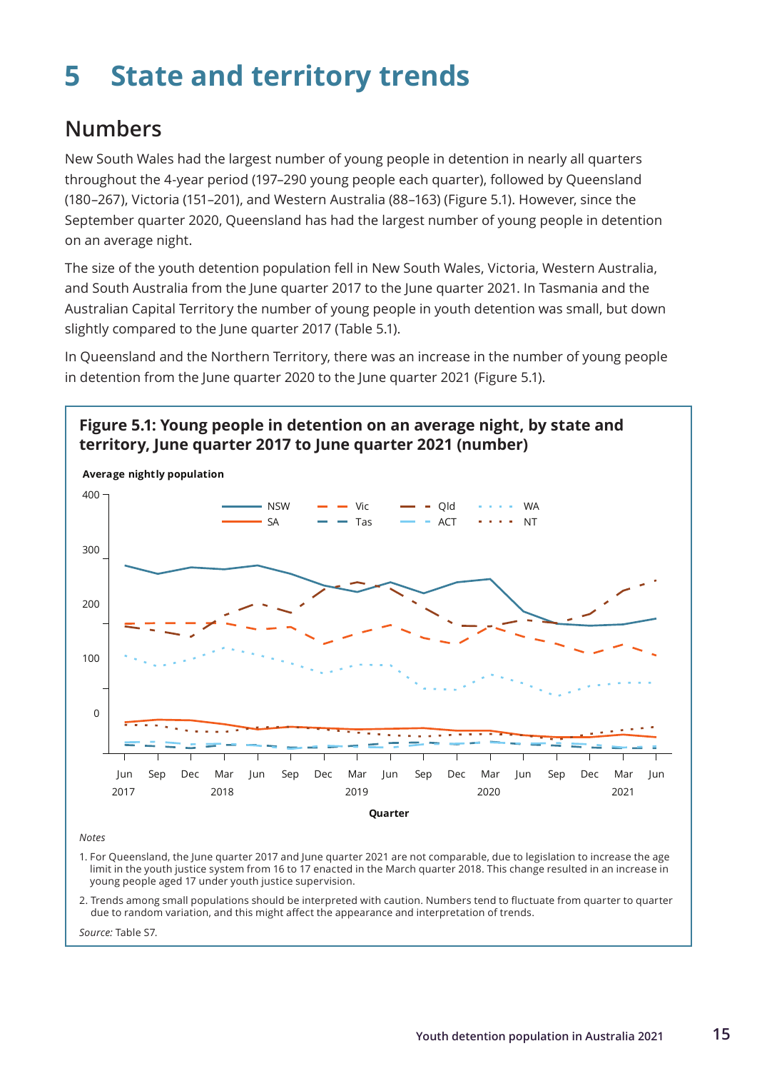# 5 State and territory trends

## Numbers

New South Wales had the largest number of young people in detention in nearly all quarters throughout the 4-year period (197–290 young people each quarter), followed by Queensland (180–267), Victoria (151–201), and Western Australia (88–163) (Figure 5.1). However, since the September quarter 2020, Queensland has had the largest number of young people in detention on an average night.

The size of the youth detention population fell in New South Wales, Victoria, Western Australia, and South Australia from the June quarter 2017 to the June quarter 2021. In Tasmania and the Australian Capital Territory the number of young people in youth detention was small, but down slightly compared to the June quarter 2017 (Table 5.1).

In Queensland and the Northern Territory, there was an increase in the number of young people in detention from the June quarter 2020 to the June quarter 2021 (Figure 5.1).

**Figure 5.1: Young people in detention on an average night, by state and territory, June quarter 2017 to June quarter 2021 (number)**

*Notes*

1. For Queensland, the June quarter 2017 and June quarter 2021 are not comparable, due to legislation to increase the age limit in the youth justice system from 16 to 17 enacted in the March quarter 2018. This change resulted in an increase in young people aged 17 under youth justice supervision.
2. Trends among small populations should be interpreted with caution. Numbers tend to fluctuate from quarter to quarter due to random variation, and this might affect the appearance and interpretation of trends.

*Source:* Table S7.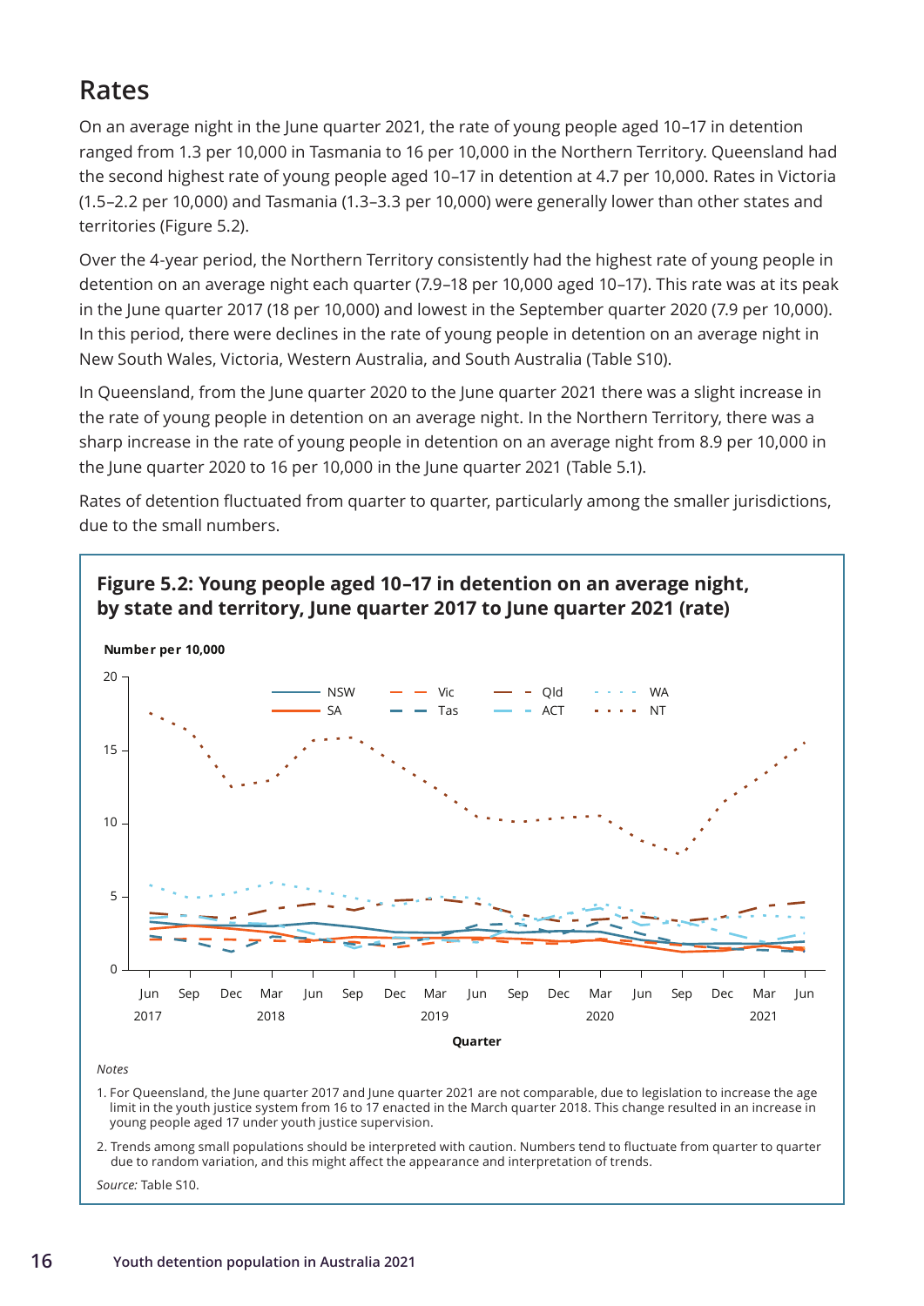## Rates

On an average night in the June quarter 2021, the rate of young people aged 10–17 in detention ranged from 1.3 per 10,000 in Tasmania to 16 per 10,000 in the Northern Territory. Queensland had the second highest rate of young people aged 10–17 in detention at 4.7 per 10,000. Rates in Victoria (1.5–2.2 per 10,000) and Tasmania (1.3–3.3 per 10,000) were generally lower than other states and territories (Figure 5.2).

Over the 4-year period, the Northern Territory consistently had the highest rate of young people in detention on an average night each quarter (7.9–18 per 10,000 aged 10–17). This rate was at its peak in the June quarter 2017 (18 per 10,000) and lowest in the September quarter 2020 (7.9 per 10,000). In this period, there were declines in the rate of young people in detention on an average night in New South Wales, Victoria, Western Australia, and South Australia (Table S10).

In Queensland, from the June quarter 2020 to the June quarter 2021 there was a slight increase in the rate of young people in detention on an average night. In the Northern Territory, there was a sharp increase in the rate of young people in detention on an average night from 8.9 per 10,000 in the June quarter 2020 to 16 per 10,000 in the June quarter 2021 (Table 5.1).

Rates of detention fluctuated from quarter to quarter, particularly among the smaller jurisdictions, due to the small numbers.

**Figure 5.2: Young people aged 10–17 in detention on an average night, by state and territory, June quarter 2017 to June quarter 2021 (rate)**

*Notes*

1. For Queensland, the June quarter 2017 and June quarter 2021 are not comparable, due to legislation to increase the age limit in the youth justice system from 16 to 17 enacted in the March quarter 2018. This change resulted in an increase in young people aged 17 under youth justice supervision.
2. Trends among small populations should be interpreted with caution. Numbers tend to fluctuate from quarter to quarter due to random variation, and this might affect the appearance and interpretation of trends.

*Source:* Table S10.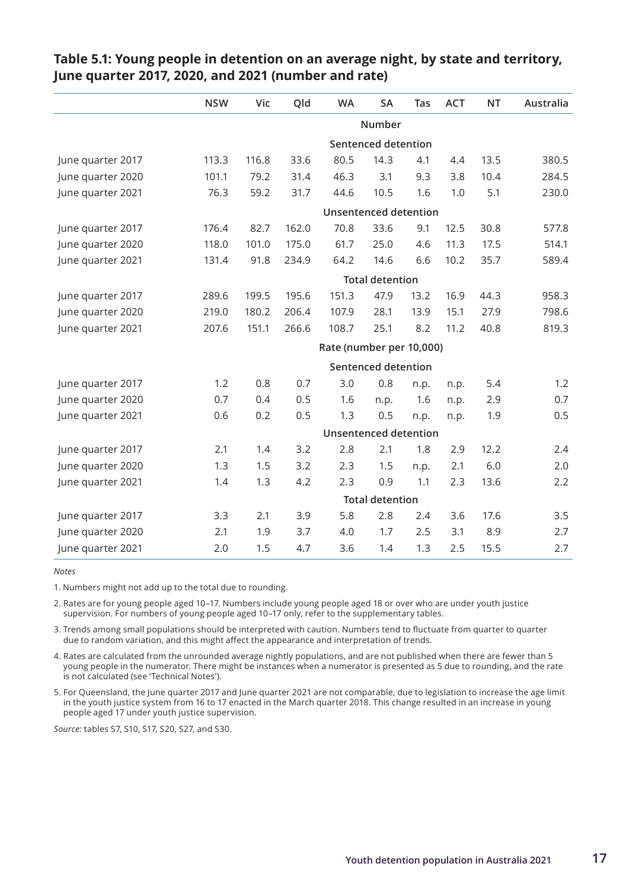**Table 5.1: Young people in detention on an average night, by state and territory, June quarter 2017, 2020, and 2021 (number and rate)**

| | NSW | Vic | Qld | WA | SA | Tas | ACT | NT | Australia |
|---|---|---|---|---|---|---|---|---|---|
| | | | | | **Number** | | | | |
| | | | | | **Sentenced detention** | | | | |
| June quarter 2017 | 113.3 | 116.8 | 33.6 | 80.5 | 14.3 | 4.1 | 4.4 | 13.5 | 380.5 |
| June quarter 2020 | 101.1 | 79.2 | 31.4 | 46.3 | 3.1 | 9.3 | 3.8 | 10.4 | 284.5 |
| June quarter 2021 | 76.3 | 59.2 | 31.7 | 44.6 | 10.5 | 1.6 | 1.0 | 5.1 | 230.0 |
| | | | | | **Unsentenced detention** | | | | |
| June quarter 2017 | 176.4 | 82.7 | 162.0 | 70.8 | 33.6 | 9.1 | 12.5 | 30.8 | 577.8 |
| June quarter 2020 | 118.0 | 101.0 | 175.0 | 61.7 | 25.0 | 4.6 | 11.3 | 17.5 | 514.1 |
| June quarter 2021 | 131.4 | 91.8 | 234.9 | 64.2 | 14.6 | 6.6 | 10.2 | 35.7 | 589.4 |
| | | | | | **Total detention** | | | | |
| June quarter 2017 | 289.6 | 199.5 | 195.6 | 151.3 | 47.9 | 13.2 | 16.9 | 44.3 | 958.3 |
| June quarter 2020 | 219.0 | 180.2 | 206.4 | 107.9 | 28.1 | 13.9 | 15.1 | 27.9 | 798.6 |
| June quarter 2021 | 207.6 | 151.1 | 266.6 | 108.7 | 25.1 | 8.2 | 11.2 | 40.8 | 819.3 |
| | | | | | **Rate (number per 10,000)** | | | | |
| | | | | | **Sentenced detention** | | | | |
| June quarter 2017 | 1.2 | 0.8 | 0.7 | 3.0 | 0.8 | n.p. | n.p. | 5.4 | 1.2 |
| June quarter 2020 | 0.7 | 0.4 | 0.5 | 1.6 | n.p. | 1.6 | n.p. | 2.9 | 0.7 |
| June quarter 2021 | 0.6 | 0.2 | 0.5 | 1.3 | 0.5 | n.p. | n.p. | 1.9 | 0.5 |
| | | | | | **Unsentenced detention** | | | | |
| June quarter 2017 | 2.1 | 1.4 | 3.2 | 2.8 | 2.1 | 1.8 | 2.9 | 12.2 | 2.4 |
| June quarter 2020 | 1.3 | 1.5 | 3.2 | 2.3 | 1.5 | n.p. | 2.1 | 6.0 | 2.0 |
| June quarter 2021 | 1.4 | 1.3 | 4.2 | 2.3 | 0.9 | 1.1 | 2.3 | 13.6 | 2.2 |
| | | | | | **Total detention** | | | | |
| June quarter 2017 | 3.3 | 2.1 | 3.9 | 5.8 | 2.8 | 2.4 | 3.6 | 17.6 | 3.5 |
| June quarter 2020 | 2.1 | 1.9 | 3.7 | 4.0 | 1.7 | 2.5 | 3.1 | 8.9 | 2.7 |
| June quarter 2021 | 2.0 | 1.5 | 4.7 | 3.6 | 1.4 | 1.3 | 2.5 | 15.5 | 2.7 |

*Notes*

1. Numbers might not add up to the total due to rounding.
2. Rates are for young people aged 10–17. Numbers include young people aged 18 or over who are under youth justice supervision. For numbers of young people aged 10–17 only, refer to the supplementary tables.
3. Trends among small populations should be interpreted with caution. Numbers tend to fluctuate from quarter to quarter due to random variation, and this might affect the appearance and interpretation of trends.
4. Rates are calculated from the unrounded average nightly populations, and are not published when there are fewer than 5 young people in the numerator. There might be instances when a numerator is presented as 5 due to rounding, and the rate is not calculated (see 'Technical Notes').
5. For Queensland, the June quarter 2017 and June quarter 2021 are not comparable, due to legislation to increase the age limit in the youth justice system from 16 to 17 enacted in the March quarter 2018. This change resulted in an increase in young people aged 17 under youth justice supervision.

*Source:* tables S7, S10, S17, S20, S27, and S30.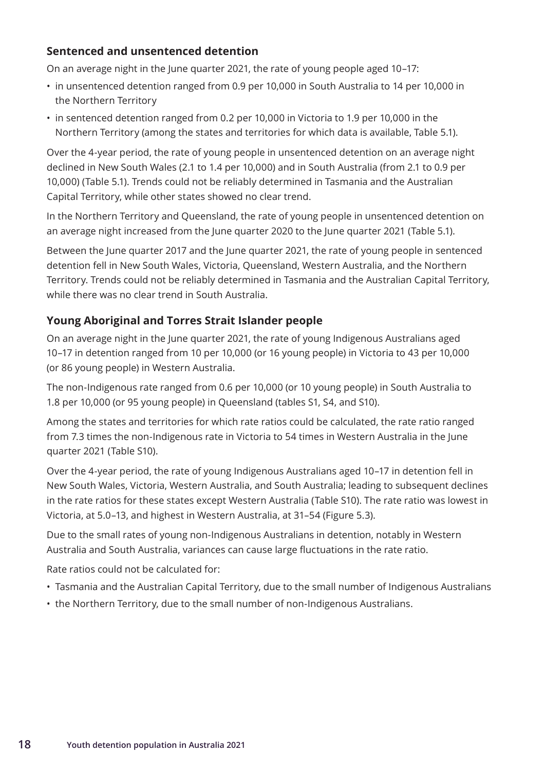### Sentenced and unsentenced detention

On an average night in the June quarter 2021, the rate of young people aged 10–17:

- in unsentenced detention ranged from 0.9 per 10,000 in South Australia to 14 per 10,000 in the Northern Territory
- in sentenced detention ranged from 0.2 per 10,000 in Victoria to 1.9 per 10,000 in the Northern Territory (among the states and territories for which data is available, Table 5.1).

Over the 4-year period, the rate of young people in unsentenced detention on an average night declined in New South Wales (2.1 to 1.4 per 10,000) and in South Australia (from 2.1 to 0.9 per 10,000) (Table 5.1). Trends could not be reliably determined in Tasmania and the Australian Capital Territory, while other states showed no clear trend.

In the Northern Territory and Queensland, the rate of young people in unsentenced detention on an average night increased from the June quarter 2020 to the June quarter 2021 (Table 5.1).

Between the June quarter 2017 and the June quarter 2021, the rate of young people in sentenced detention fell in New South Wales, Victoria, Queensland, Western Australia, and the Northern Territory. Trends could not be reliably determined in Tasmania and the Australian Capital Territory, while there was no clear trend in South Australia.

### Young Aboriginal and Torres Strait Islander people

On an average night in the June quarter 2021, the rate of young Indigenous Australians aged 10–17 in detention ranged from 10 per 10,000 (or 16 young people) in Victoria to 43 per 10,000 (or 86 young people) in Western Australia.

The non-Indigenous rate ranged from 0.6 per 10,000 (or 10 young people) in South Australia to 1.8 per 10,000 (or 95 young people) in Queensland (tables S1, S4, and S10).

Among the states and territories for which rate ratios could be calculated, the rate ratio ranged from 7.3 times the non-Indigenous rate in Victoria to 54 times in Western Australia in the June quarter 2021 (Table S10).

Over the 4-year period, the rate of young Indigenous Australians aged 10–17 in detention fell in New South Wales, Victoria, Western Australia, and South Australia; leading to subsequent declines in the rate ratios for these states except Western Australia (Table S10). The rate ratio was lowest in Victoria, at 5.0–13, and highest in Western Australia, at 31–54 (Figure 5.3).

Due to the small rates of young non-Indigenous Australians in detention, notably in Western Australia and South Australia, variances can cause large fluctuations in the rate ratio.

Rate ratios could not be calculated for:

- Tasmania and the Australian Capital Territory, due to the small number of Indigenous Australians
- the Northern Territory, due to the small number of non-Indigenous Australians.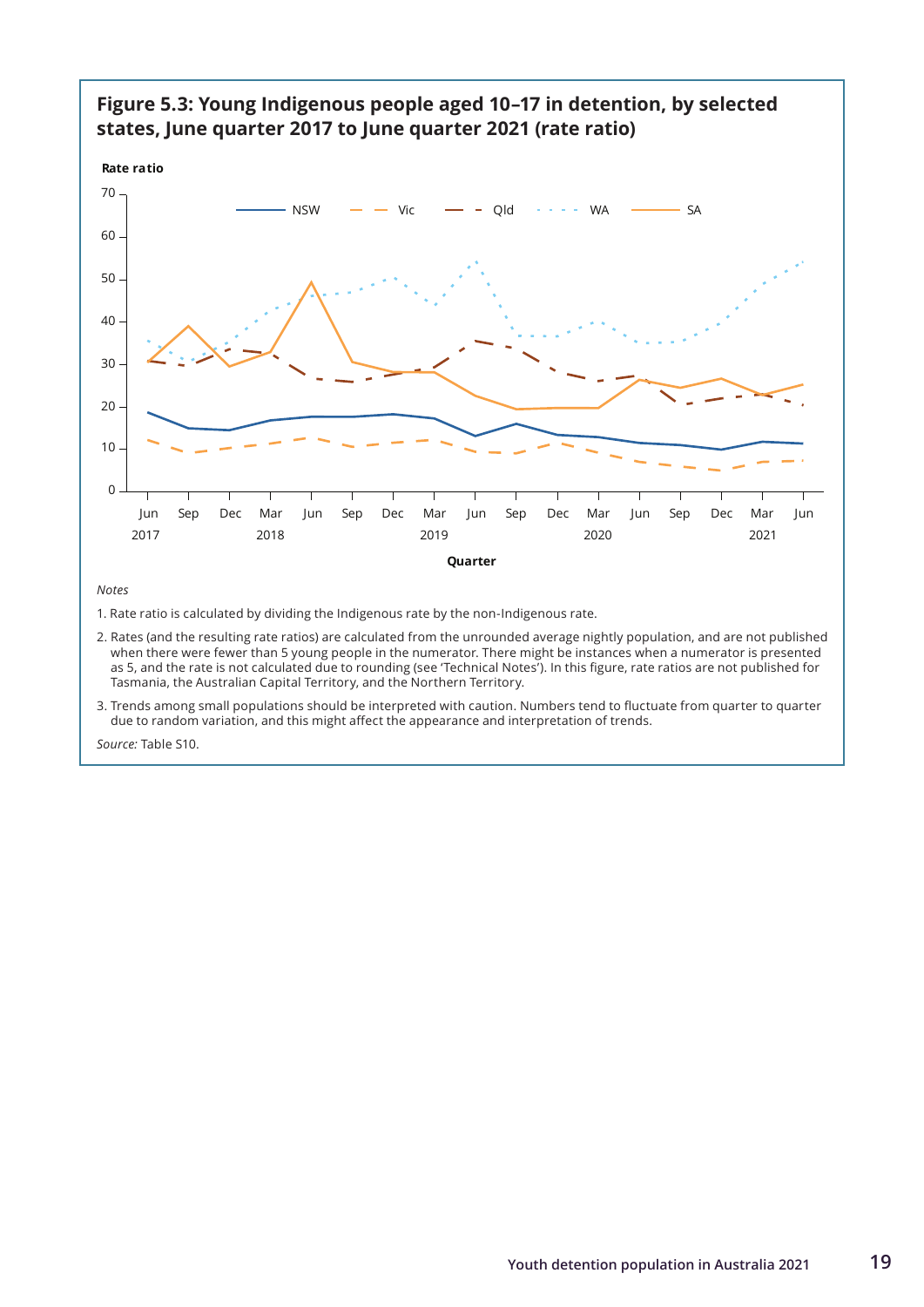**Figure 5.3: Young Indigenous people aged 10–17 in detention, by selected states, June quarter 2017 to June quarter 2021 (rate ratio)**

*Notes*

1. Rate ratio is calculated by dividing the Indigenous rate by the non-Indigenous rate.
2. Rates (and the resulting rate ratios) are calculated from the unrounded average nightly population, and are not published when there were fewer than 5 young people in the numerator. There might be instances when a numerator is presented as 5, and the rate is not calculated due to rounding (see 'Technical Notes'). In this figure, rate ratios are not published for Tasmania, the Australian Capital Territory, and the Northern Territory.
3. Trends among small populations should be interpreted with caution. Numbers tend to fluctuate from quarter to quarter due to random variation, and this might affect the appearance and interpretation of trends.

*Source:* Table S10.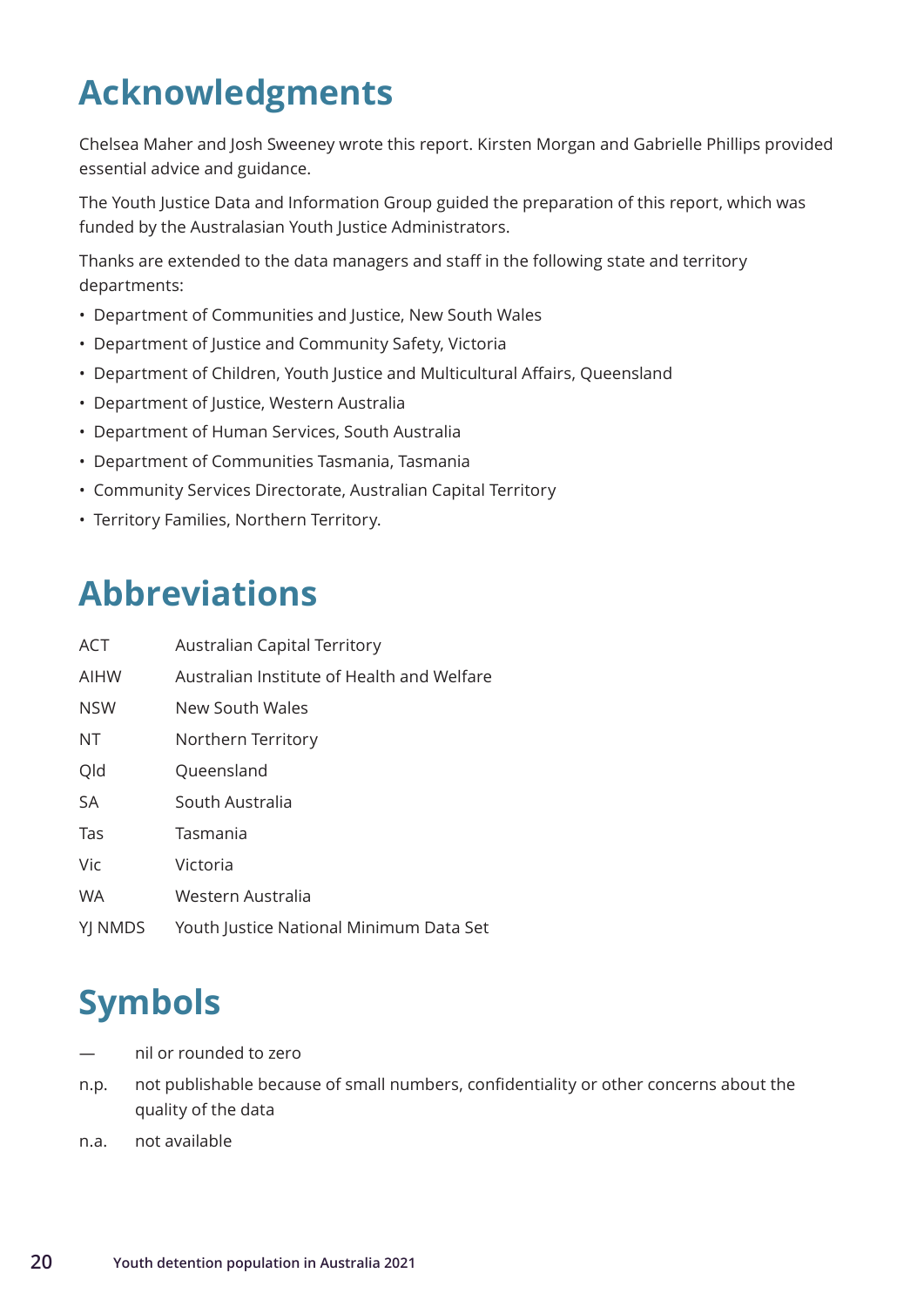# Acknowledgments

Chelsea Maher and Josh Sweeney wrote this report. Kirsten Morgan and Gabrielle Phillips provided essential advice and guidance.

The Youth Justice Data and Information Group guided the preparation of this report, which was funded by the Australasian Youth Justice Administrators.

Thanks are extended to the data managers and staff in the following state and territory departments:

- Department of Communities and Justice, New South Wales
- Department of Justice and Community Safety, Victoria
- Department of Children, Youth Justice and Multicultural Affairs, Queensland
- Department of Justice, Western Australia
- Department of Human Services, South Australia
- Department of Communities Tasmania, Tasmania
- Community Services Directorate, Australian Capital Territory
- Territory Families, Northern Territory.

# Abbreviations

| | |
|---|---|
| ACT | Australian Capital Territory |
| AIHW | Australian Institute of Health and Welfare |
| NSW | New South Wales |
| NT | Northern Territory |
| Qld | Queensland |
| SA | South Australia |
| Tas | Tasmania |
| Vic | Victoria |
| WA | Western Australia |
| YJ NMDS | Youth Justice National Minimum Data Set |

# Symbols

| | |
|---|---|
| — | nil or rounded to zero |
| n.p. | not publishable because of small numbers, confidentiality or other concerns about the quality of the data |
| n.a. | not available |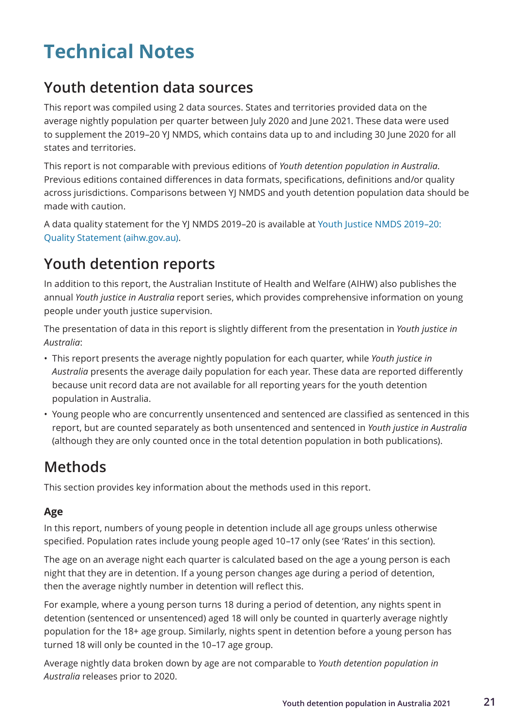# Technical Notes

## Youth detention data sources

This report was compiled using 2 data sources. States and territories provided data on the average nightly population per quarter between July 2020 and June 2021. These data were used to supplement the 2019–20 YJ NMDS, which contains data up to and including 30 June 2020 for all states and territories.

This report is not comparable with previous editions of *Youth detention population in Australia*. Previous editions contained differences in data formats, specifications, definitions and/or quality across jurisdictions. Comparisons between YJ NMDS and youth detention population data should be made with caution.

A data quality statement for the YJ NMDS 2019–20 is available at Youth Justice NMDS 2019–20: Quality Statement (aihw.gov.au).

## Youth detention reports

In addition to this report, the Australian Institute of Health and Welfare (AIHW) also publishes the annual *Youth justice in Australia* report series, which provides comprehensive information on young people under youth justice supervision.

The presentation of data in this report is slightly different from the presentation in *Youth justice in Australia*:

- This report presents the average nightly population for each quarter, while *Youth justice in Australia* presents the average daily population for each year. These data are reported differently because unit record data are not available for all reporting years for the youth detention population in Australia.
- Young people who are concurrently unsentenced and sentenced are classified as sentenced in this report, but are counted separately as both unsentenced and sentenced in *Youth justice in Australia* (although they are only counted once in the total detention population in both publications).

## Methods

This section provides key information about the methods used in this report.

### Age

In this report, numbers of young people in detention include all age groups unless otherwise specified. Population rates include young people aged 10–17 only (see 'Rates' in this section).

The age on an average night each quarter is calculated based on the age a young person is each night that they are in detention. If a young person changes age during a period of detention, then the average nightly number in detention will reflect this.

For example, where a young person turns 18 during a period of detention, any nights spent in detention (sentenced or unsentenced) aged 18 will only be counted in quarterly average nightly population for the 18+ age group. Similarly, nights spent in detention before a young person has turned 18 will only be counted in the 10–17 age group.

Average nightly data broken down by age are not comparable to *Youth detention population in Australia* releases prior to 2020.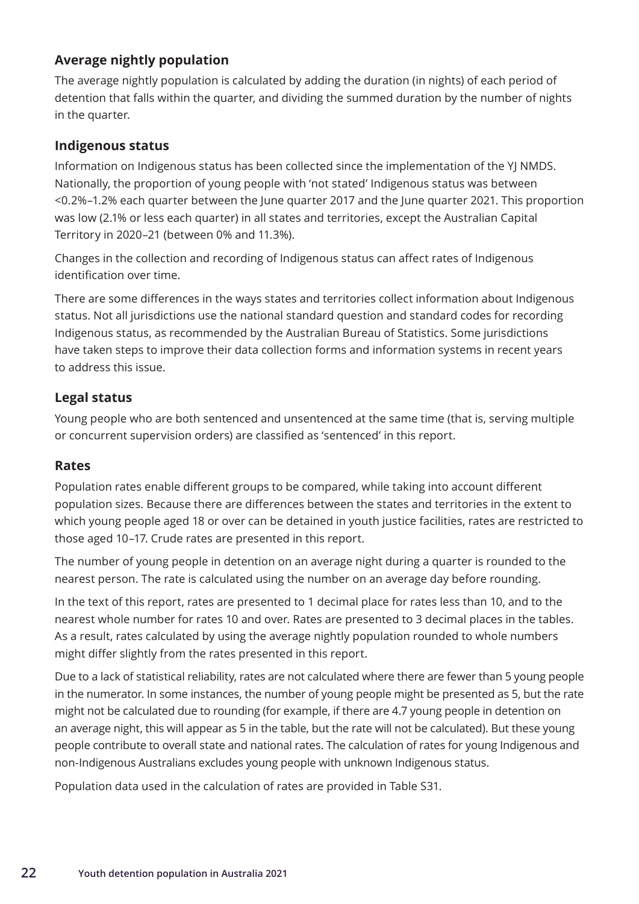### Average nightly population

The average nightly population is calculated by adding the duration (in nights) of each period of detention that falls within the quarter, and dividing the summed duration by the number of nights in the quarter.

### Indigenous status

Information on Indigenous status has been collected since the implementation of the YJ NMDS. Nationally, the proportion of young people with 'not stated' Indigenous status was between <0.2%–1.2% each quarter between the June quarter 2017 and the June quarter 2021. This proportion was low (2.1% or less each quarter) in all states and territories, except the Australian Capital Territory in 2020–21 (between 0% and 11.3%).

Changes in the collection and recording of Indigenous status can affect rates of Indigenous identification over time.

There are some differences in the ways states and territories collect information about Indigenous status. Not all jurisdictions use the national standard question and standard codes for recording Indigenous status, as recommended by the Australian Bureau of Statistics. Some jurisdictions have taken steps to improve their data collection forms and information systems in recent years to address this issue.

### Legal status

Young people who are both sentenced and unsentenced at the same time (that is, serving multiple or concurrent supervision orders) are classified as 'sentenced' in this report.

### Rates

Population rates enable different groups to be compared, while taking into account different population sizes. Because there are differences between the states and territories in the extent to which young people aged 18 or over can be detained in youth justice facilities, rates are restricted to those aged 10–17. Crude rates are presented in this report.

The number of young people in detention on an average night during a quarter is rounded to the nearest person. The rate is calculated using the number on an average day before rounding.

In the text of this report, rates are presented to 1 decimal place for rates less than 10, and to the nearest whole number for rates 10 and over. Rates are presented to 3 decimal places in the tables. As a result, rates calculated by using the average nightly population rounded to whole numbers might differ slightly from the rates presented in this report.

Due to a lack of statistical reliability, rates are not calculated where there are fewer than 5 young people in the numerator. In some instances, the number of young people might be presented as 5, but the rate might not be calculated due to rounding (for example, if there are 4.7 young people in detention on an average night, this will appear as 5 in the table, but the rate will not be calculated). But these young people contribute to overall state and national rates. The calculation of rates for young Indigenous and non-Indigenous Australians excludes young people with unknown Indigenous status.

Population data used in the calculation of rates are provided in Table S31.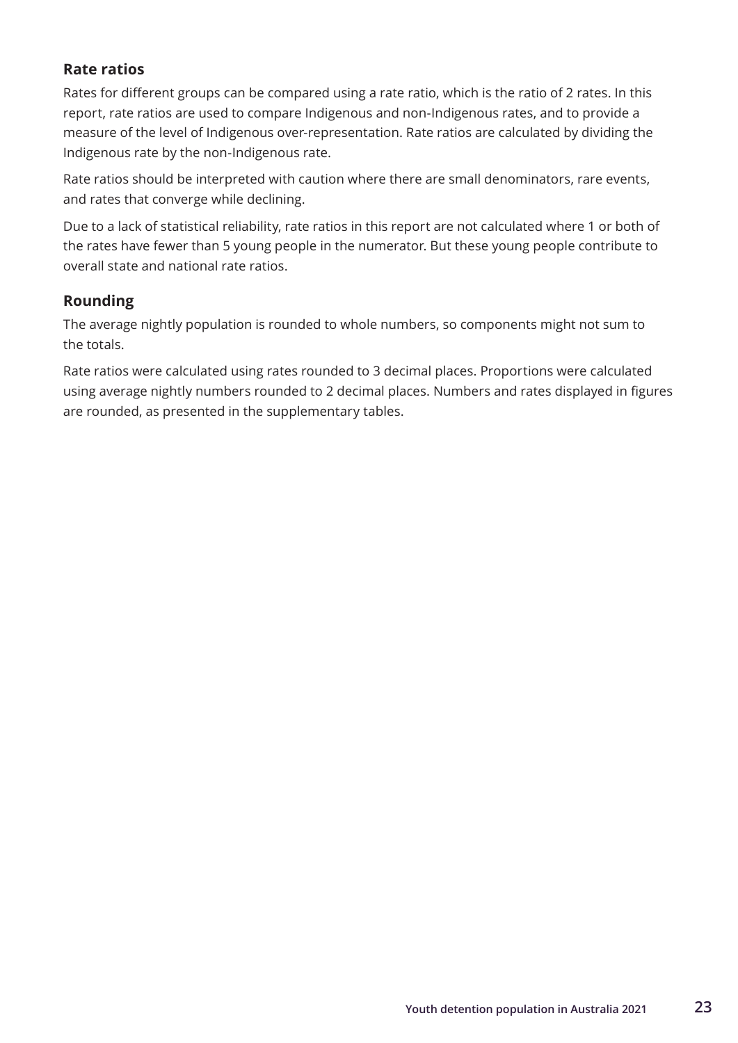### Rate ratios

Rates for different groups can be compared using a rate ratio, which is the ratio of 2 rates. In this report, rate ratios are used to compare Indigenous and non-Indigenous rates, and to provide a measure of the level of Indigenous over-representation. Rate ratios are calculated by dividing the Indigenous rate by the non-Indigenous rate.

Rate ratios should be interpreted with caution where there are small denominators, rare events, and rates that converge while declining.

Due to a lack of statistical reliability, rate ratios in this report are not calculated where 1 or both of the rates have fewer than 5 young people in the numerator. But these young people contribute to overall state and national rate ratios.

### Rounding

The average nightly population is rounded to whole numbers, so components might not sum to the totals.

Rate ratios were calculated using rates rounded to 3 decimal places. Proportions were calculated using average nightly numbers rounded to 2 decimal places. Numbers and rates displayed in figures are rounded, as presented in the supplementary tables.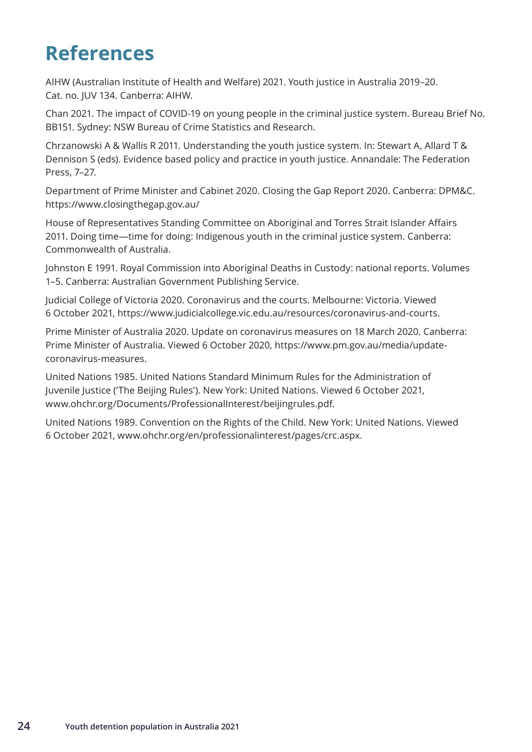# References

AIHW (Australian Institute of Health and Welfare) 2021. Youth justice in Australia 2019–20. Cat. no. JUV 134. Canberra: AIHW.

Chan 2021. The impact of COVID-19 on young people in the criminal justice system. Bureau Brief No. BB151. Sydney: NSW Bureau of Crime Statistics and Research.

Chrzanowski A & Wallis R 2011. Understanding the youth justice system. In: Stewart A, Allard T & Dennison S (eds). Evidence based policy and practice in youth justice. Annandale: The Federation Press, 7–27.

Department of Prime Minister and Cabinet 2020. Closing the Gap Report 2020. Canberra: DPM&C. https://www.closingthegap.gov.au/

House of Representatives Standing Committee on Aboriginal and Torres Strait Islander Affairs 2011. Doing time—time for doing: Indigenous youth in the criminal justice system. Canberra: Commonwealth of Australia.

Johnston E 1991. Royal Commission into Aboriginal Deaths in Custody: national reports. Volumes 1–5. Canberra: Australian Government Publishing Service.

Judicial College of Victoria 2020. Coronavirus and the courts. Melbourne: Victoria. Viewed 6 October 2021, https://www.judicialcollege.vic.edu.au/resources/coronavirus-and-courts.

Prime Minister of Australia 2020. Update on coronavirus measures on 18 March 2020. Canberra: Prime Minister of Australia. Viewed 6 October 2020, https://www.pm.gov.au/media/update-coronavirus-measures.

United Nations 1985. United Nations Standard Minimum Rules for the Administration of Juvenile Justice ('The Beijing Rules'). New York: United Nations. Viewed 6 October 2021, www.ohchr.org/Documents/ProfessionalInterest/beijingrules.pdf.

United Nations 1989. Convention on the Rights of the Child. New York: United Nations. Viewed 6 October 2021, www.ohchr.org/en/professionalinterest/pages/crc.aspx.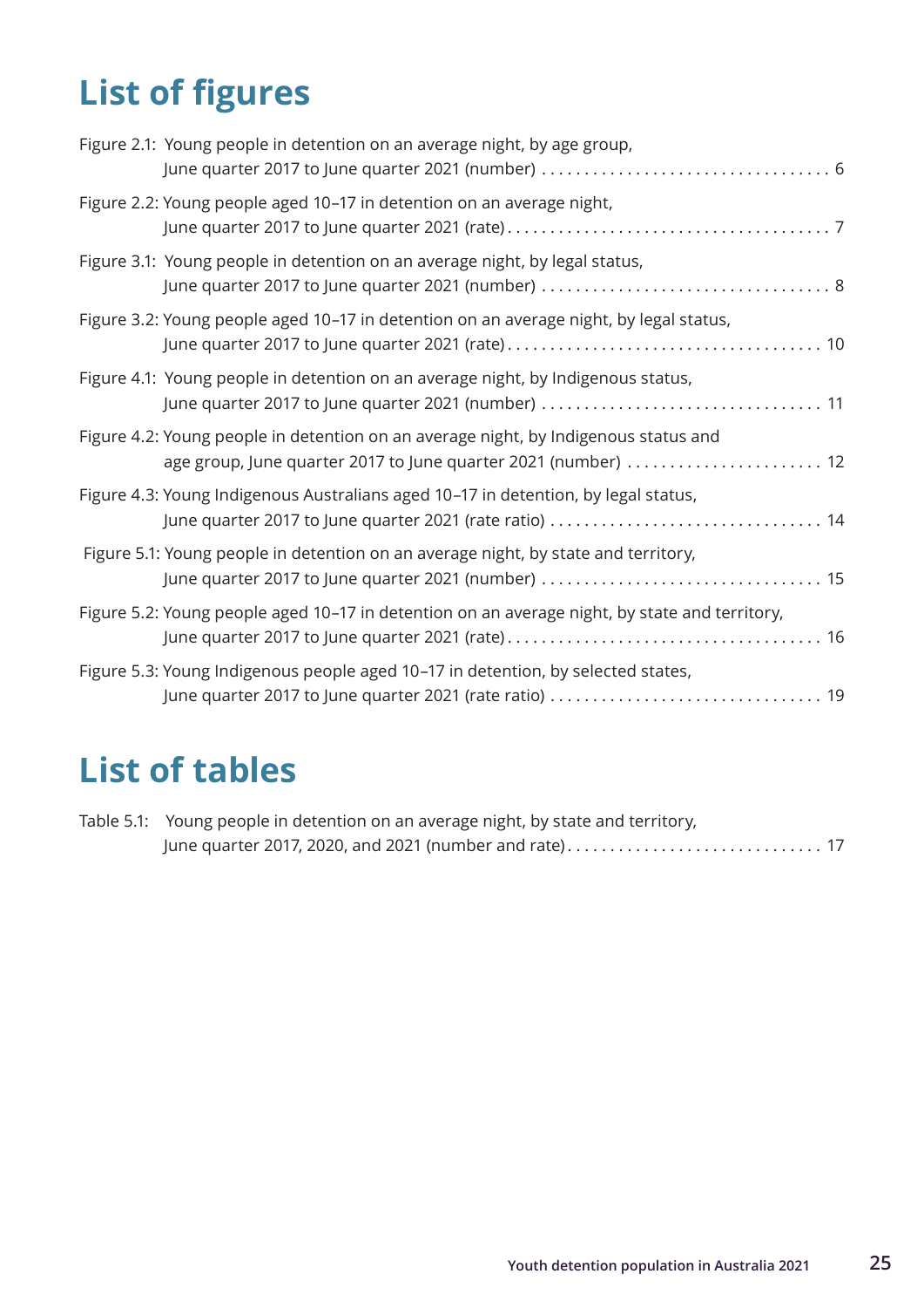# List of figures

Figure 2.1: Young people in detention on an average night, by age group, June quarter 2017 to June quarter 2021 (number) . . . . . . . . . . . . . . . . . . . . . . . . . . . . . . . . . . . 6

Figure 2.2: Young people aged 10–17 in detention on an average night, June quarter 2017 to June quarter 2021 (rate) . . . . . . . . . . . . . . . . . . . . . . . . . . . . . . . . . . . . . . 7

Figure 3.1: Young people in detention on an average night, by legal status, June quarter 2017 to June quarter 2021 (number) . . . . . . . . . . . . . . . . . . . . . . . . . . . . . . . . . . . 8

Figure 3.2: Young people aged 10–17 in detention on an average night, by legal status, June quarter 2017 to June quarter 2021 (rate) . . . . . . . . . . . . . . . . . . . . . . . . . . . . . . . . . . . . . 10

Figure 4.1: Young people in detention on an average night, by Indigenous status, June quarter 2017 to June quarter 2021 (number) . . . . . . . . . . . . . . . . . . . . . . . . . . . . . . . . . 11

Figure 4.2: Young people in detention on an average night, by Indigenous status and age group, June quarter 2017 to June quarter 2021 (number) . . . . . . . . . . . . . . . . . . . . . . . 12

Figure 4.3: Young Indigenous Australians aged 10–17 in detention, by legal status, June quarter 2017 to June quarter 2021 (rate ratio) . . . . . . . . . . . . . . . . . . . . . . . . . . . . . . . . 14

Figure 5.1: Young people in detention on an average night, by state and territory, June quarter 2017 to June quarter 2021 (number) . . . . . . . . . . . . . . . . . . . . . . . . . . . . . . . . . 15

Figure 5.2: Young people aged 10–17 in detention on an average night, by state and territory, June quarter 2017 to June quarter 2021 (rate) . . . . . . . . . . . . . . . . . . . . . . . . . . . . . . . . . . . . . 16

Figure 5.3: Young Indigenous people aged 10–17 in detention, by selected states, June quarter 2017 to June quarter 2021 (rate ratio) . . . . . . . . . . . . . . . . . . . . . . . . . . . . . . . . 19

# List of tables

Table 5.1: Young people in detention on an average night, by state and territory, June quarter 2017, 2020, and 2021 (number and rate) . . . . . . . . . . . . . . . . . . . . . . . . . . . . . . 17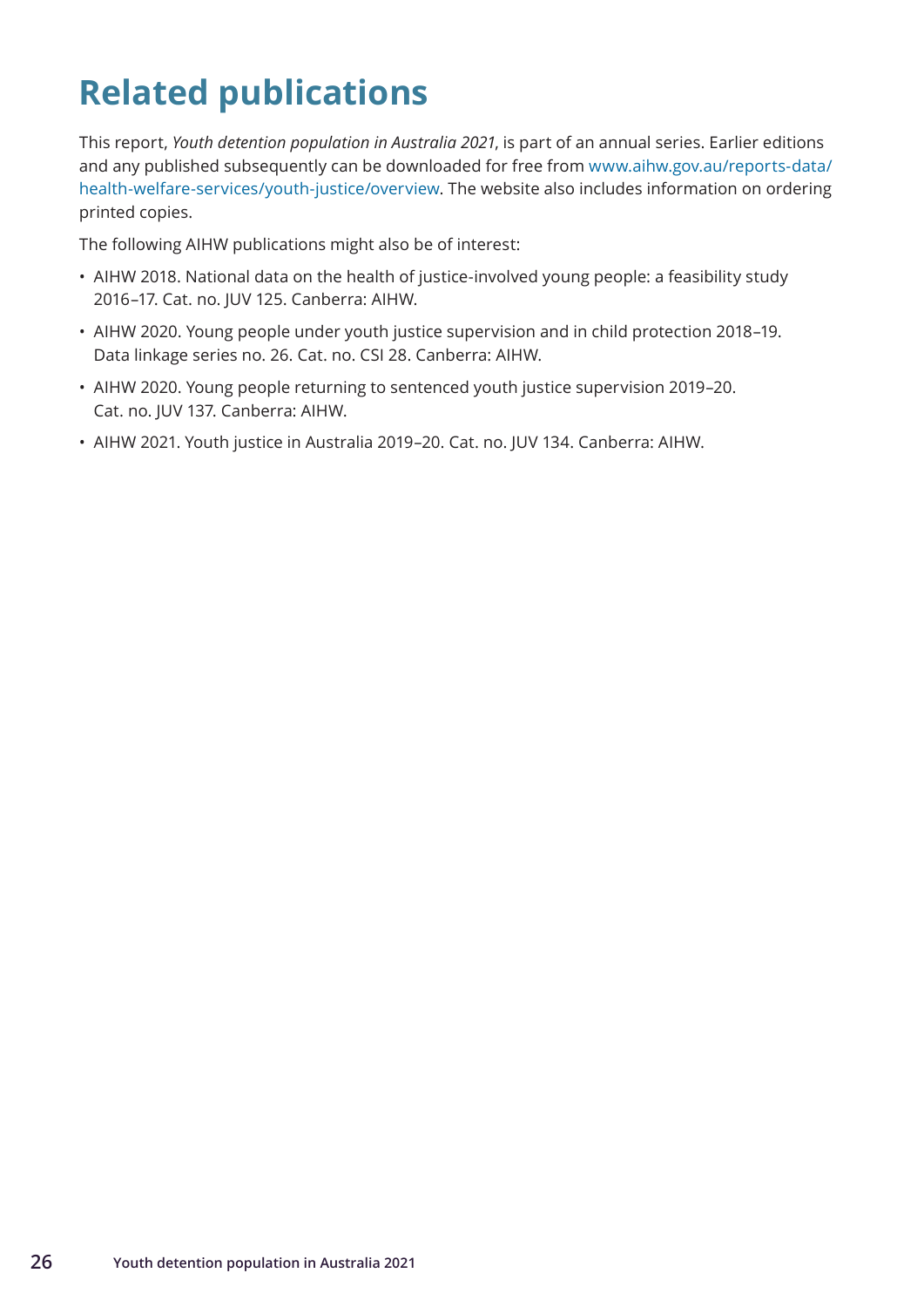# Related publications

This report, *Youth detention population in Australia 2021*, is part of an annual series. Earlier editions and any published subsequently can be downloaded for free from www.aihw.gov.au/reports-data/health-welfare-services/youth-justice/overview. The website also includes information on ordering printed copies.

The following AIHW publications might also be of interest:

- AIHW 2018. National data on the health of justice-involved young people: a feasibility study 2016–17. Cat. no. JUV 125. Canberra: AIHW.
- AIHW 2020. Young people under youth justice supervision and in child protection 2018–19. Data linkage series no. 26. Cat. no. CSI 28. Canberra: AIHW.
- AIHW 2020. Young people returning to sentenced youth justice supervision 2019–20. Cat. no. JUV 137. Canberra: AIHW.
- AIHW 2021. Youth justice in Australia 2019–20. Cat. no. JUV 134. Canberra: AIHW.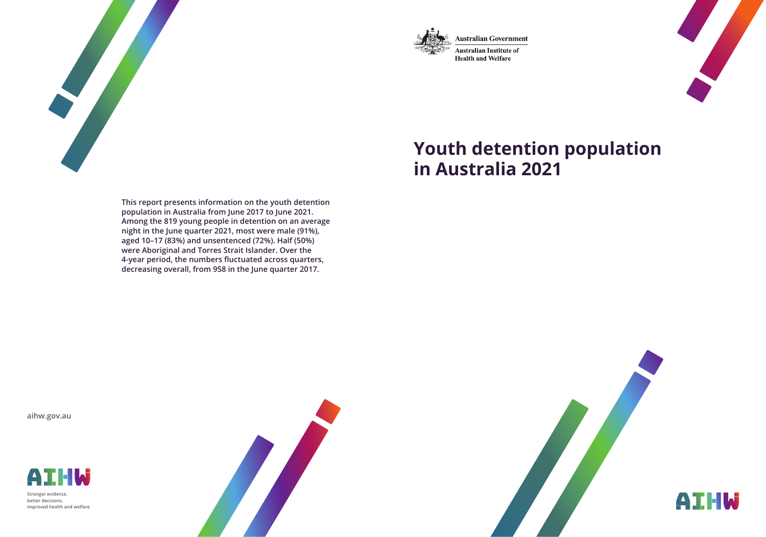Australian Government

Australian Institute of Health and Welfare

# Youth detention population in Australia 2021

**This report presents information on the youth detention population in Australia from June 2017 to June 2021. Among the 819 young people in detention on an average night in the June quarter 2021, most were male (91%), aged 10–17 (83%) and unsentenced (72%). Half (50%) were Aboriginal and Torres Strait Islander. Over the 4-year period, the numbers fluctuated across quarters, decreasing overall, from 958 in the June quarter 2017.**

**aihw.gov.au**

AIHW

Stronger evidence,
better decisions,
improved health and welfare